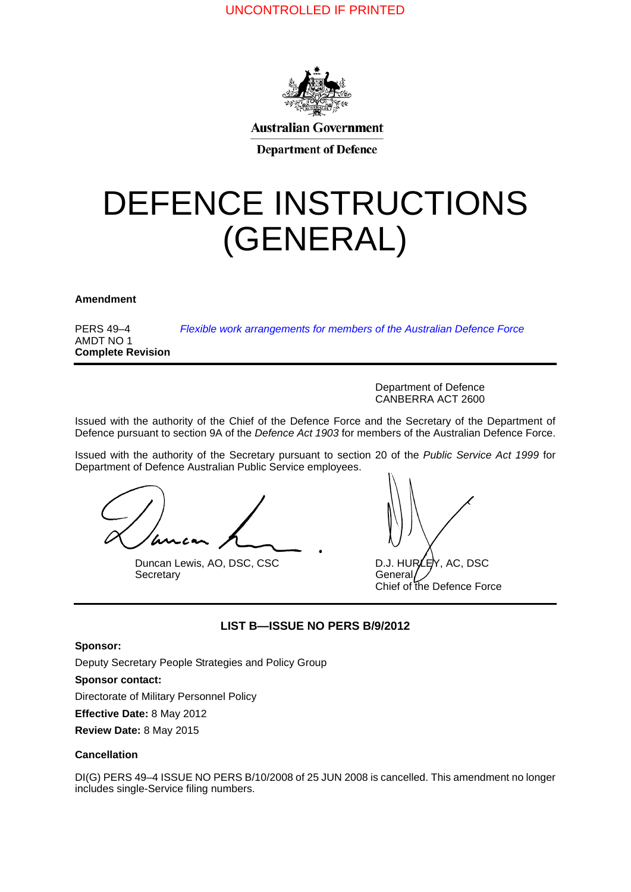UNCONTROLLED IF PRINTED

Australian Government

Department of Defence

# DEFENCE INSTRUCTIONS (GENERAL)

**Amendment**

PERS 49–4 *Flexible work arrangements for members of the Australian Defence Force*
AMDT NO 1
**Complete Revision**

Department of Defence
CANBERRA ACT 2600

Issued with the authority of the Chief of the Defence Force and the Secretary of the Department of Defence pursuant to section 9A of the *Defence Act 1903* for members of the Australian Defence Force.

Issued with the authority of the Secretary pursuant to section 20 of the *Public Service Act 1999* for Department of Defence Australian Public Service employees.

Duncan Lewis, AO, DSC, CSC
Secretary

D.J. HURLEY, AC, DSC
General
Chief of the Defence Force

**LIST B—ISSUE NO PERS B/9/2012**

**Sponsor:**

Deputy Secretary People Strategies and Policy Group

**Sponsor contact:**

Directorate of Military Personnel Policy

**Effective Date:** 8 May 2012

**Review Date:** 8 May 2015

**Cancellation**

DI(G) PERS 49–4 ISSUE NO PERS B/10/2008 of 25 JUN 2008 is cancelled. This amendment no longer includes single-Service filing numbers.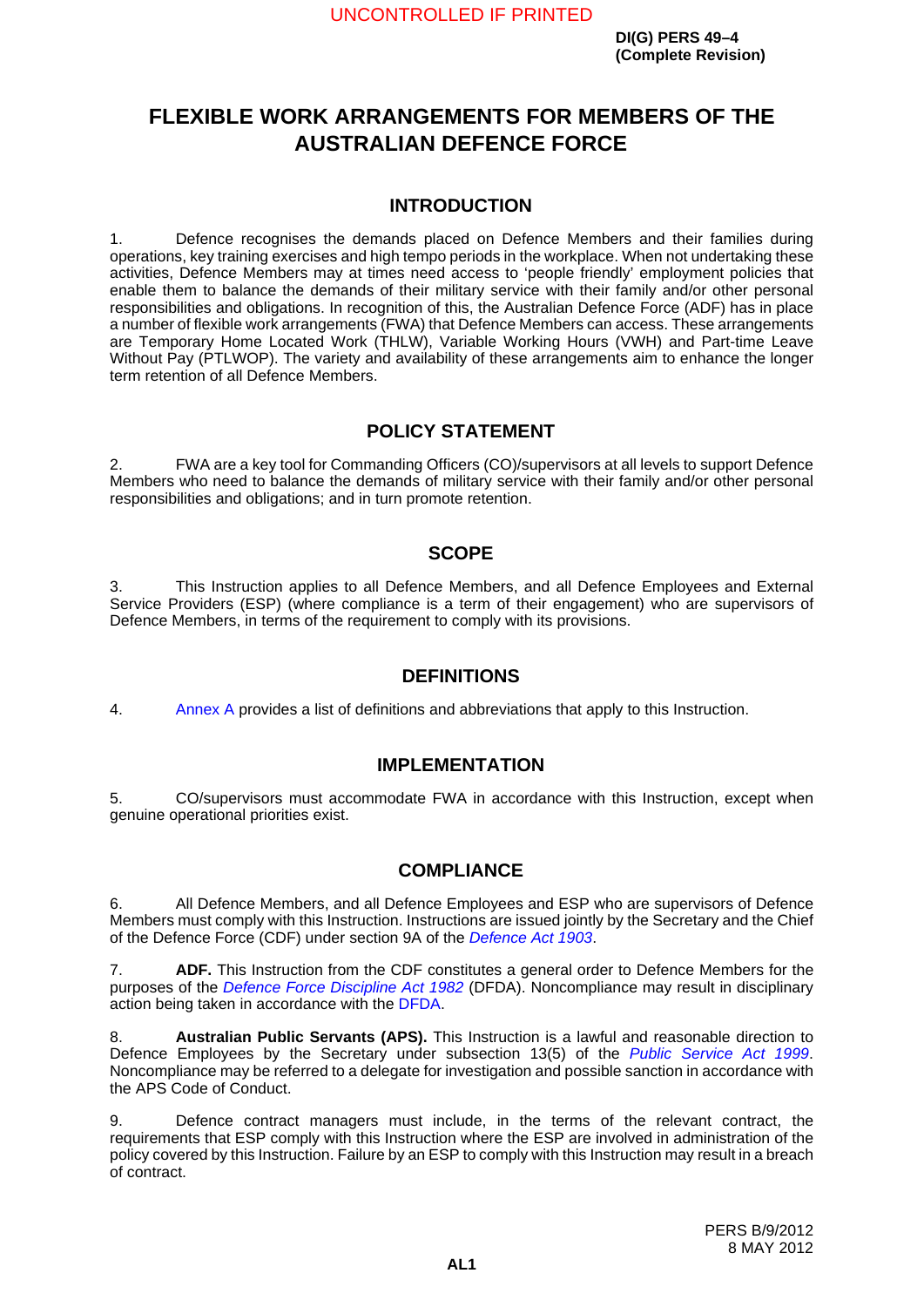DI(G) PERS 49–4
(Complete Revision)

# FLEXIBLE WORK ARRANGEMENTS FOR MEMBERS OF THE AUSTRALIAN DEFENCE FORCE

## INTRODUCTION

1. Defence recognises the demands placed on Defence Members and their families during operations, key training exercises and high tempo periods in the workplace. When not undertaking these activities, Defence Members may at times need access to 'people friendly' employment policies that enable them to balance the demands of their military service with their family and/or other personal responsibilities and obligations. In recognition of this, the Australian Defence Force (ADF) has in place a number of flexible work arrangements (FWA) that Defence Members can access. These arrangements are Temporary Home Located Work (THLW), Variable Working Hours (VWH) and Part-time Leave Without Pay (PTLWOP). The variety and availability of these arrangements aim to enhance the longer term retention of all Defence Members.

## POLICY STATEMENT

2. FWA are a key tool for Commanding Officers (CO)/supervisors at all levels to support Defence Members who need to balance the demands of military service with their family and/or other personal responsibilities and obligations; and in turn promote retention.

## SCOPE

3. This Instruction applies to all Defence Members, and all Defence Employees and External Service Providers (ESP) (where compliance is a term of their engagement) who are supervisors of Defence Members, in terms of the requirement to comply with its provisions.

## DEFINITIONS

4. Annex A provides a list of definitions and abbreviations that apply to this Instruction.

## IMPLEMENTATION

5. CO/supervisors must accommodate FWA in accordance with this Instruction, except when genuine operational priorities exist.

## COMPLIANCE

6. All Defence Members, and all Defence Employees and ESP who are supervisors of Defence Members must comply with this Instruction. Instructions are issued jointly by the Secretary and the Chief of the Defence Force (CDF) under section 9A of the *Defence Act 1903*.

7. **ADF.** This Instruction from the CDF constitutes a general order to Defence Members for the purposes of the *Defence Force Discipline Act 1982* (DFDA). Noncompliance may result in disciplinary action being taken in accordance with the DFDA.

8. **Australian Public Servants (APS).** This Instruction is a lawful and reasonable direction to Defence Employees by the Secretary under subsection 13(5) of the *Public Service Act 1999*. Noncompliance may be referred to a delegate for investigation and possible sanction in accordance with the APS Code of Conduct.

9. Defence contract managers must include, in the terms of the relevant contract, the requirements that ESP comply with this Instruction where the ESP are involved in administration of the policy covered by this Instruction. Failure by an ESP to comply with this Instruction may result in a breach of contract.

PERS B/9/2012
8 MAY 2012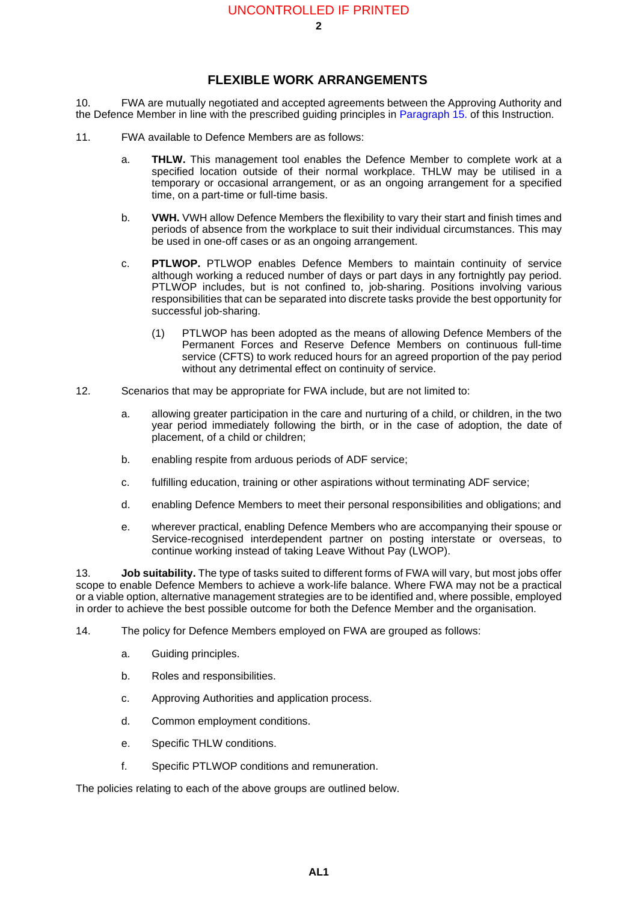## FLEXIBLE WORK ARRANGEMENTS

10. FWA are mutually negotiated and accepted agreements between the Approving Authority and the Defence Member in line with the prescribed guiding principles in Paragraph 15. of this Instruction.

11. FWA available to Defence Members are as follows:

a. **THLW.** This management tool enables the Defence Member to complete work at a specified location outside of their normal workplace. THLW may be utilised in a temporary or occasional arrangement, or as an ongoing arrangement for a specified time, on a part-time or full-time basis.

b. **VWH.** VWH allow Defence Members the flexibility to vary their start and finish times and periods of absence from the workplace to suit their individual circumstances. This may be used in one-off cases or as an ongoing arrangement.

c. **PTLWOP.** PTLWOP enables Defence Members to maintain continuity of service although working a reduced number of days or part days in any fortnightly pay period. PTLWOP includes, but is not confined to, job-sharing. Positions involving various responsibilities that can be separated into discrete tasks provide the best opportunity for successful job-sharing.

(1) PTLWOP has been adopted as the means of allowing Defence Members of the Permanent Forces and Reserve Defence Members on continuous full-time service (CFTS) to work reduced hours for an agreed proportion of the pay period without any detrimental effect on continuity of service.

12. Scenarios that may be appropriate for FWA include, but are not limited to:

a. allowing greater participation in the care and nurturing of a child, or children, in the two year period immediately following the birth, or in the case of adoption, the date of placement, of a child or children;

b. enabling respite from arduous periods of ADF service;

c. fulfilling education, training or other aspirations without terminating ADF service;

d. enabling Defence Members to meet their personal responsibilities and obligations; and

e. wherever practical, enabling Defence Members who are accompanying their spouse or Service-recognised interdependent partner on posting interstate or overseas, to continue working instead of taking Leave Without Pay (LWOP).

13. **Job suitability.** The type of tasks suited to different forms of FWA will vary, but most jobs offer scope to enable Defence Members to achieve a work-life balance. Where FWA may not be a practical or a viable option, alternative management strategies are to be identified and, where possible, employed in order to achieve the best possible outcome for both the Defence Member and the organisation.

14. The policy for Defence Members employed on FWA are grouped as follows:

a. Guiding principles.

b. Roles and responsibilities.

c. Approving Authorities and application process.

d. Common employment conditions.

e. Specific THLW conditions.

f. Specific PTLWOP conditions and remuneration.

The policies relating to each of the above groups are outlined below.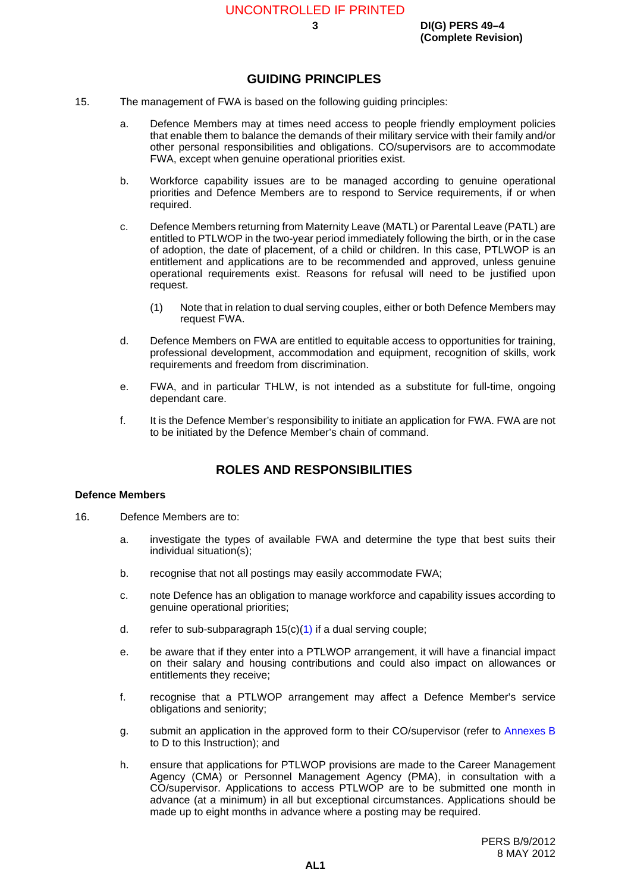## GUIDING PRINCIPLES

15. The management of FWA is based on the following guiding principles:

   a. Defence Members may at times need access to people friendly employment policies that enable them to balance the demands of their military service with their family and/or other personal responsibilities and obligations. CO/supervisors are to accommodate FWA, except when genuine operational priorities exist.

   b. Workforce capability issues are to be managed according to genuine operational priorities and Defence Members are to respond to Service requirements, if or when required.

   c. Defence Members returning from Maternity Leave (MATL) or Parental Leave (PATL) are entitled to PTLWOP in the two-year period immediately following the birth, or in the case of adoption, the date of placement, of a child or children. In this case, PTLWOP is an entitlement and applications are to be recommended and approved, unless genuine operational requirements exist. Reasons for refusal will need to be justified upon request.

      (1) Note that in relation to dual serving couples, either or both Defence Members may request FWA.

   d. Defence Members on FWA are entitled to equitable access to opportunities for training, professional development, accommodation and equipment, recognition of skills, work requirements and freedom from discrimination.

   e. FWA, and in particular THLW, is not intended as a substitute for full-time, ongoing dependant care.

   f. It is the Defence Member's responsibility to initiate an application for FWA. FWA are not to be initiated by the Defence Member's chain of command.

## ROLES AND RESPONSIBILITIES

### Defence Members

16. Defence Members are to:

   a. investigate the types of available FWA and determine the type that best suits their individual situation(s);

   b. recognise that not all postings may easily accommodate FWA;

   c. note Defence has an obligation to manage workforce and capability issues according to genuine operational priorities;

   d. refer to sub-subparagraph 15(c)(1) if a dual serving couple;

   e. be aware that if they enter into a PTLWOP arrangement, it will have a financial impact on their salary and housing contributions and could also impact on allowances or entitlements they receive;

   f. recognise that a PTLWOP arrangement may affect a Defence Member's service obligations and seniority;

   g. submit an application in the approved form to their CO/supervisor (refer to Annexes B to D to this Instruction); and

   h. ensure that applications for PTLWOP provisions are made to the Career Management Agency (CMA) or Personnel Management Agency (PMA), in consultation with a CO/supervisor. Applications to access PTLWOP are to be submitted one month in advance (at a minimum) in all but exceptional circumstances. Applications should be made up to eight months in advance where a posting may be required.

PERS B/9/2012
8 MAY 2012

AL1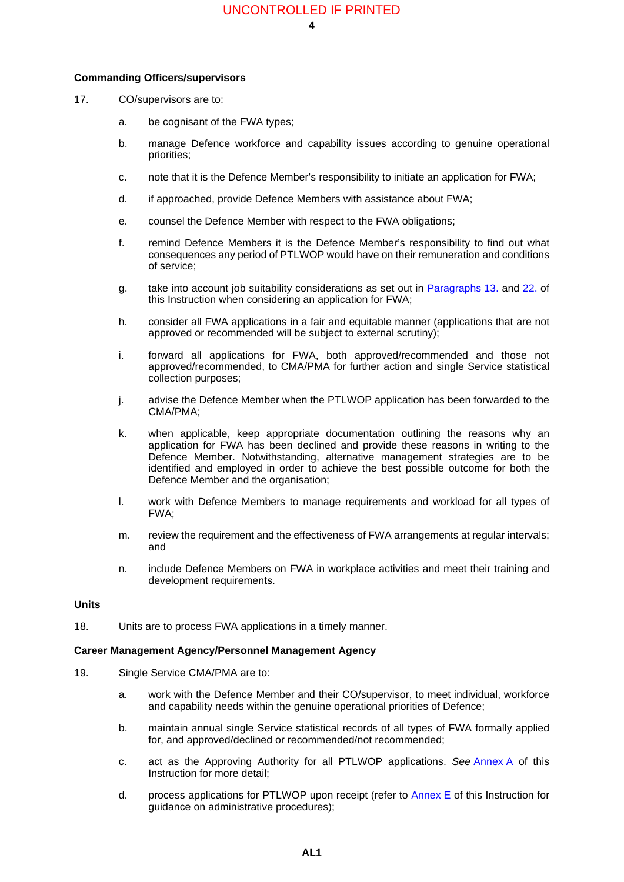**Commanding Officers/supervisors**

17. CO/supervisors are to:

a. be cognisant of the FWA types;

b. manage Defence workforce and capability issues according to genuine operational priorities;

c. note that it is the Defence Member's responsibility to initiate an application for FWA;

d. if approached, provide Defence Members with assistance about FWA;

e. counsel the Defence Member with respect to the FWA obligations;

f. remind Defence Members it is the Defence Member's responsibility to find out what consequences any period of PTLWOP would have on their remuneration and conditions of service;

g. take into account job suitability considerations as set out in Paragraphs 13. and 22. of this Instruction when considering an application for FWA;

h. consider all FWA applications in a fair and equitable manner (applications that are not approved or recommended will be subject to external scrutiny);

i. forward all applications for FWA, both approved/recommended and those not approved/recommended, to CMA/PMA for further action and single Service statistical collection purposes;

j. advise the Defence Member when the PTLWOP application has been forwarded to the CMA/PMA;

k. when applicable, keep appropriate documentation outlining the reasons why an application for FWA has been declined and provide these reasons in writing to the Defence Member. Notwithstanding, alternative management strategies are to be identified and employed in order to achieve the best possible outcome for both the Defence Member and the organisation;

l. work with Defence Members to manage requirements and workload for all types of FWA;

m. review the requirement and the effectiveness of FWA arrangements at regular intervals; and

n. include Defence Members on FWA in workplace activities and meet their training and development requirements.

**Units**

18. Units are to process FWA applications in a timely manner.

**Career Management Agency/Personnel Management Agency**

19. Single Service CMA/PMA are to:

a. work with the Defence Member and their CO/supervisor, to meet individual, workforce and capability needs within the genuine operational priorities of Defence;

b. maintain annual single Service statistical records of all types of FWA formally applied for, and approved/declined or recommended/not recommended;

c. act as the Approving Authority for all PTLWOP applications. *See* Annex A of this Instruction for more detail;

d. process applications for PTLWOP upon receipt (refer to Annex E of this Instruction for guidance on administrative procedures);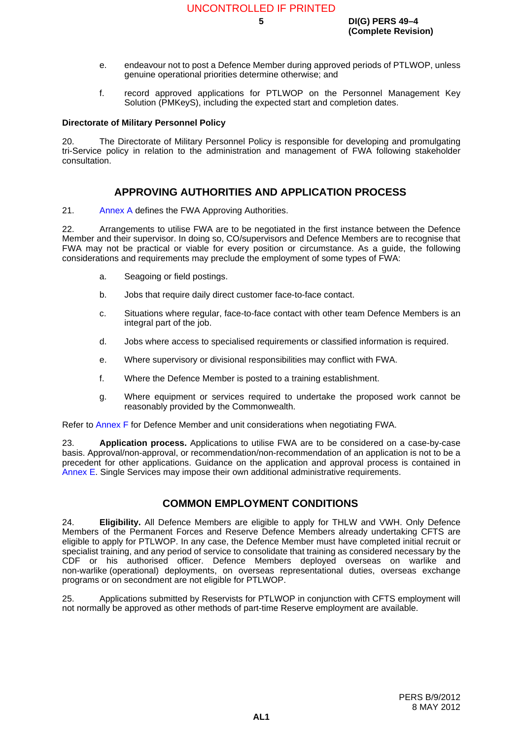e. endeavour not to post a Defence Member during approved periods of PTLWOP, unless genuine operational priorities determine otherwise; and

f. record approved applications for PTLWOP on the Personnel Management Key Solution (PMKeyS), including the expected start and completion dates.

**Directorate of Military Personnel Policy**

20. The Directorate of Military Personnel Policy is responsible for developing and promulgating tri-Service policy in relation to the administration and management of FWA following stakeholder consultation.

## APPROVING AUTHORITIES AND APPLICATION PROCESS

21. Annex A defines the FWA Approving Authorities.

22. Arrangements to utilise FWA are to be negotiated in the first instance between the Defence Member and their supervisor. In doing so, CO/supervisors and Defence Members are to recognise that FWA may not be practical or viable for every position or circumstance. As a guide, the following considerations and requirements may preclude the employment of some types of FWA:

a. Seagoing or field postings.

b. Jobs that require daily direct customer face-to-face contact.

c. Situations where regular, face-to-face contact with other team Defence Members is an integral part of the job.

d. Jobs where access to specialised requirements or classified information is required.

e. Where supervisory or divisional responsibilities may conflict with FWA.

f. Where the Defence Member is posted to a training establishment.

g. Where equipment or services required to undertake the proposed work cannot be reasonably provided by the Commonwealth.

Refer to Annex F for Defence Member and unit considerations when negotiating FWA.

23. **Application process.** Applications to utilise FWA are to be considered on a case-by-case basis. Approval/non-approval, or recommendation/non-recommendation of an application is not to be a precedent for other applications. Guidance on the application and approval process is contained in Annex E. Single Services may impose their own additional administrative requirements.

## COMMON EMPLOYMENT CONDITIONS

24. **Eligibility.** All Defence Members are eligible to apply for THLW and VWH. Only Defence Members of the Permanent Forces and Reserve Defence Members already undertaking CFTS are eligible to apply for PTLWOP. In any case, the Defence Member must have completed initial recruit or specialist training, and any period of service to consolidate that training as considered necessary by the CDF or his authorised officer. Defence Members deployed overseas on warlike and non-warlike (operational) deployments, on overseas representational duties, overseas exchange programs or on secondment are not eligible for PTLWOP.

25. Applications submitted by Reservists for PTLWOP in conjunction with CFTS employment will not normally be approved as other methods of part-time Reserve employment are available.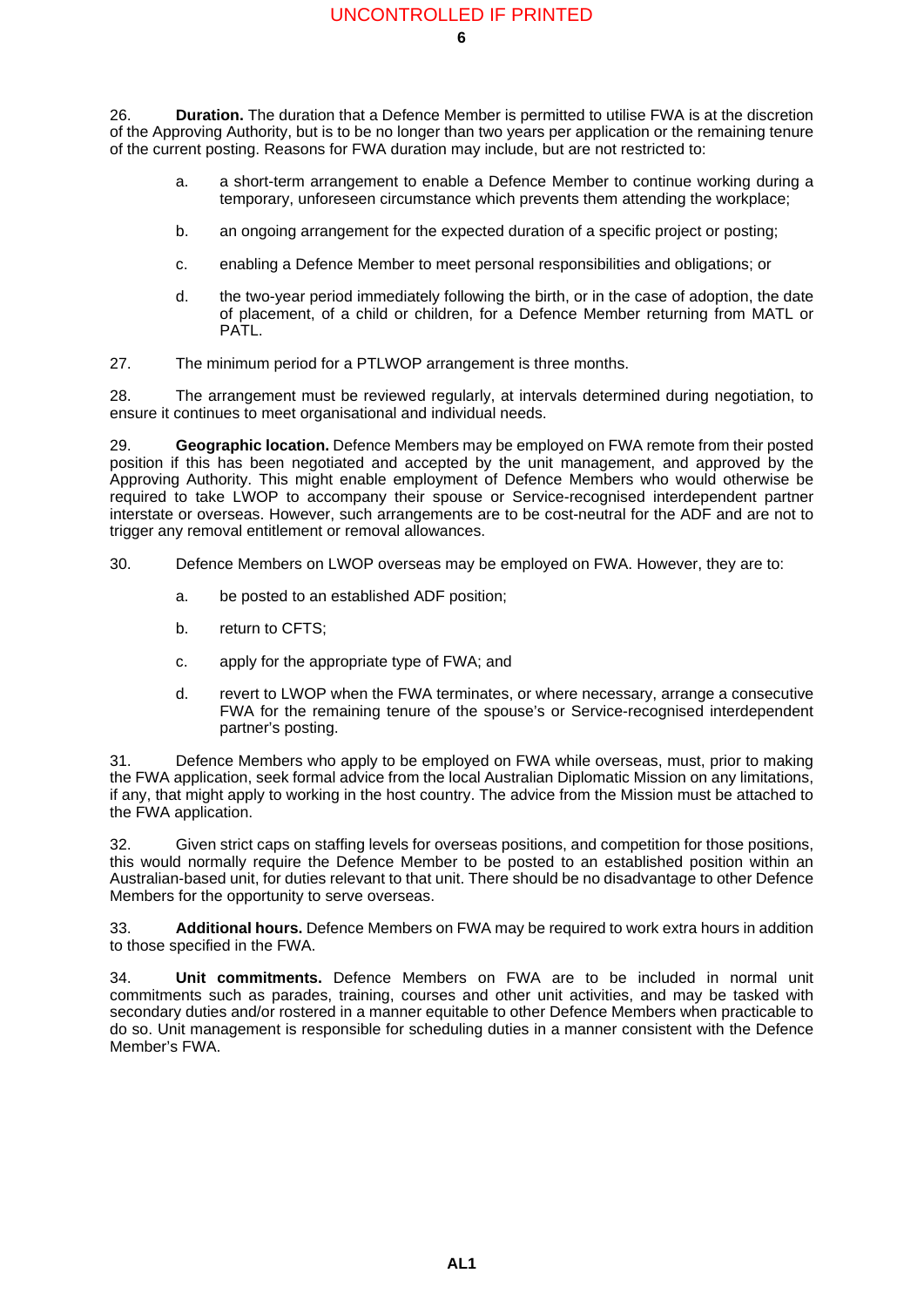26. **Duration.** The duration that a Defence Member is permitted to utilise FWA is at the discretion of the Approving Authority, but is to be no longer than two years per application or the remaining tenure of the current posting. Reasons for FWA duration may include, but are not restricted to:

   a. a short-term arrangement to enable a Defence Member to continue working during a temporary, unforeseen circumstance which prevents them attending the workplace;

   b. an ongoing arrangement for the expected duration of a specific project or posting;

   c. enabling a Defence Member to meet personal responsibilities and obligations; or

   d. the two-year period immediately following the birth, or in the case of adoption, the date of placement, of a child or children, for a Defence Member returning from MATL or PATL.

27. The minimum period for a PTLWOP arrangement is three months.

28. The arrangement must be reviewed regularly, at intervals determined during negotiation, to ensure it continues to meet organisational and individual needs.

29. **Geographic location.** Defence Members may be employed on FWA remote from their posted position if this has been negotiated and accepted by the unit management, and approved by the Approving Authority. This might enable employment of Defence Members who would otherwise be required to take LWOP to accompany their spouse or Service-recognised interdependent partner interstate or overseas. However, such arrangements are to be cost-neutral for the ADF and are not to trigger any removal entitlement or removal allowances.

30. Defence Members on LWOP overseas may be employed on FWA. However, they are to:

   a. be posted to an established ADF position;

   b. return to CFTS;

   c. apply for the appropriate type of FWA; and

   d. revert to LWOP when the FWA terminates, or where necessary, arrange a consecutive FWA for the remaining tenure of the spouse's or Service-recognised interdependent partner's posting.

31. Defence Members who apply to be employed on FWA while overseas, must, prior to making the FWA application, seek formal advice from the local Australian Diplomatic Mission on any limitations, if any, that might apply to working in the host country. The advice from the Mission must be attached to the FWA application.

32. Given strict caps on staffing levels for overseas positions, and competition for those positions, this would normally require the Defence Member to be posted to an established position within an Australian-based unit, for duties relevant to that unit. There should be no disadvantage to other Defence Members for the opportunity to serve overseas.

33. **Additional hours.** Defence Members on FWA may be required to work extra hours in addition to those specified in the FWA.

34. **Unit commitments.** Defence Members on FWA are to be included in normal unit commitments such as parades, training, courses and other unit activities, and may be tasked with secondary duties and/or rostered in a manner equitable to other Defence Members when practicable to do so. Unit management is responsible for scheduling duties in a manner consistent with the Defence Member's FWA.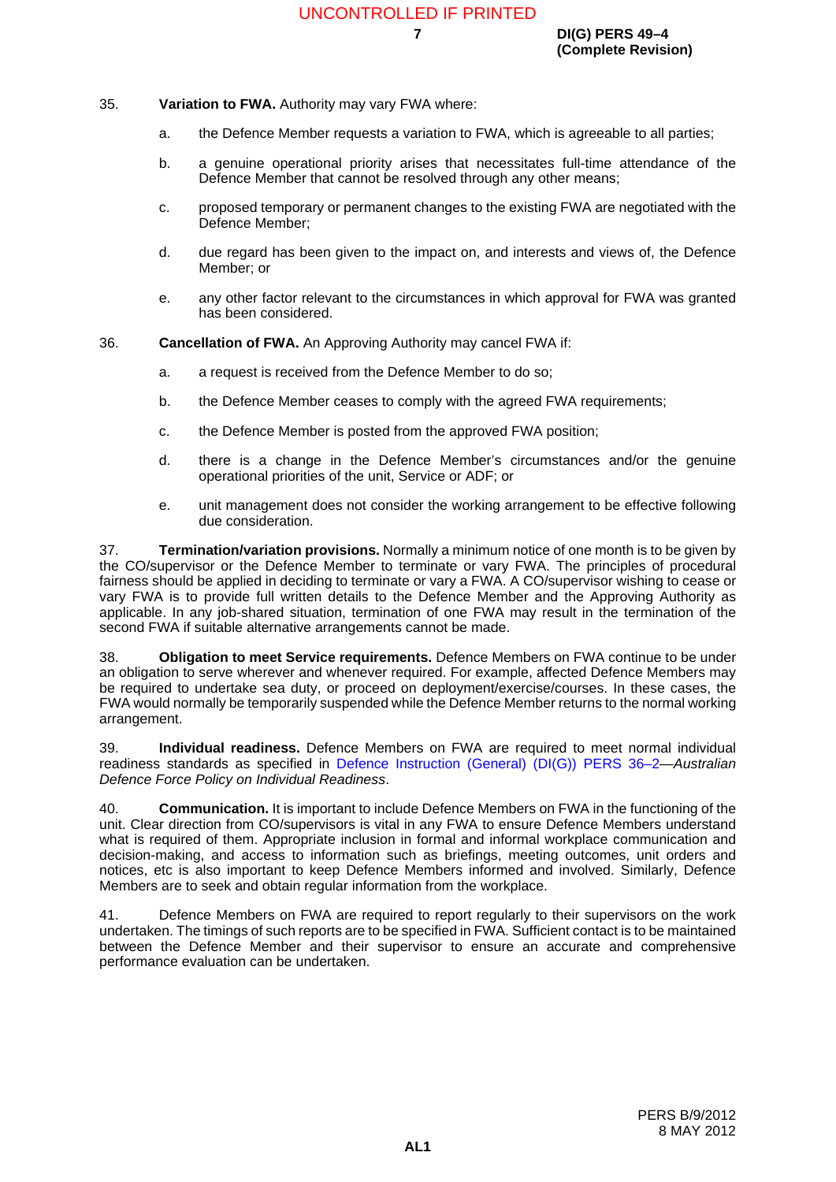35. **Variation to FWA.** Authority may vary FWA where:

a. the Defence Member requests a variation to FWA, which is agreeable to all parties;

b. a genuine operational priority arises that necessitates full-time attendance of the Defence Member that cannot be resolved through any other means;

c. proposed temporary or permanent changes to the existing FWA are negotiated with the Defence Member;

d. due regard has been given to the impact on, and interests and views of, the Defence Member; or

e. any other factor relevant to the circumstances in which approval for FWA was granted has been considered.

36. **Cancellation of FWA.** An Approving Authority may cancel FWA if:

a. a request is received from the Defence Member to do so;

b. the Defence Member ceases to comply with the agreed FWA requirements;

c. the Defence Member is posted from the approved FWA position;

d. there is a change in the Defence Member's circumstances and/or the genuine operational priorities of the unit, Service or ADF; or

e. unit management does not consider the working arrangement to be effective following due consideration.

37. **Termination/variation provisions.** Normally a minimum notice of one month is to be given by the CO/supervisor or the Defence Member to terminate or vary FWA. The principles of procedural fairness should be applied in deciding to terminate or vary a FWA. A CO/supervisor wishing to cease or vary FWA is to provide full written details to the Defence Member and the Approving Authority as applicable. In any job-shared situation, termination of one FWA may result in the termination of the second FWA if suitable alternative arrangements cannot be made.

38. **Obligation to meet Service requirements.** Defence Members on FWA continue to be under an obligation to serve wherever and whenever required. For example, affected Defence Members may be required to undertake sea duty, or proceed on deployment/exercise/courses. In these cases, the FWA would normally be temporarily suspended while the Defence Member returns to the normal working arrangement.

39. **Individual readiness.** Defence Members on FWA are required to meet normal individual readiness standards as specified in Defence Instruction (General) (DI(G)) PERS 36–2—*Australian Defence Force Policy on Individual Readiness*.

40. **Communication.** It is important to include Defence Members on FWA in the functioning of the unit. Clear direction from CO/supervisors is vital in any FWA to ensure Defence Members understand what is required of them. Appropriate inclusion in formal and informal workplace communication and decision-making, and access to information such as briefings, meeting outcomes, unit orders and notices, etc is also important to keep Defence Members informed and involved. Similarly, Defence Members are to seek and obtain regular information from the workplace.

41. Defence Members on FWA are required to report regularly to their supervisors on the work undertaken. The timings of such reports are to be specified in FWA. Sufficient contact is to be maintained between the Defence Member and their supervisor to ensure an accurate and comprehensive performance evaluation can be undertaken.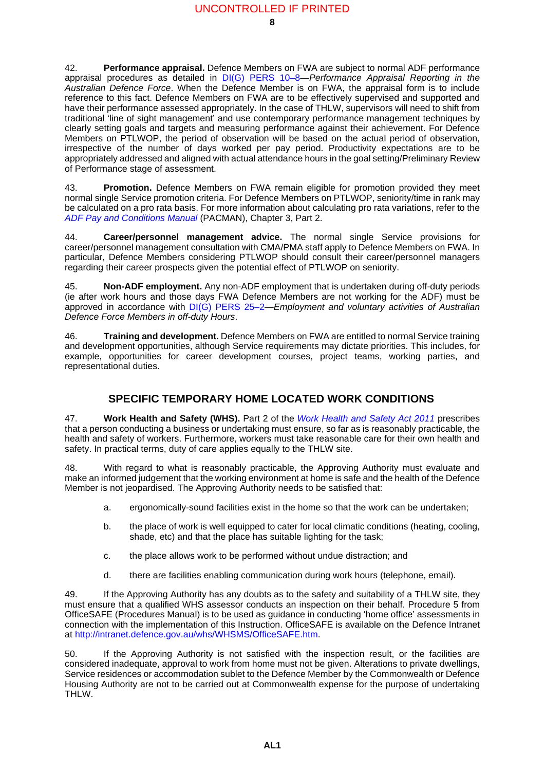42. **Performance appraisal.** Defence Members on FWA are subject to normal ADF performance appraisal procedures as detailed in DI(G) PERS 10–8—*Performance Appraisal Reporting in the Australian Defence Force*. When the Defence Member is on FWA, the appraisal form is to include reference to this fact. Defence Members on FWA are to be effectively supervised and supported and have their performance assessed appropriately. In the case of THLW, supervisors will need to shift from traditional 'line of sight management' and use contemporary performance management techniques by clearly setting goals and targets and measuring performance against their achievement. For Defence Members on PTLWOP, the period of observation will be based on the actual period of observation, irrespective of the number of days worked per pay period. Productivity expectations are to be appropriately addressed and aligned with actual attendance hours in the goal setting/Preliminary Review of Performance stage of assessment.

43. **Promotion.** Defence Members on FWA remain eligible for promotion provided they meet normal single Service promotion criteria. For Defence Members on PTLWOP, seniority/time in rank may be calculated on a pro rata basis. For more information about calculating pro rata variations, refer to the *ADF Pay and Conditions Manual* (PACMAN), Chapter 3, Part 2.

44. **Career/personnel management advice.** The normal single Service provisions for career/personnel management consultation with CMA/PMA staff apply to Defence Members on FWA. In particular, Defence Members considering PTLWOP should consult their career/personnel managers regarding their career prospects given the potential effect of PTLWOP on seniority.

45. **Non-ADF employment.** Any non-ADF employment that is undertaken during off-duty periods (ie after work hours and those days FWA Defence Members are not working for the ADF) must be approved in accordance with DI(G) PERS 25–2—*Employment and voluntary activities of Australian Defence Force Members in off-duty Hours*.

46. **Training and development.** Defence Members on FWA are entitled to normal Service training and development opportunities, although Service requirements may dictate priorities. This includes, for example, opportunities for career development courses, project teams, working parties, and representational duties.

## SPECIFIC TEMPORARY HOME LOCATED WORK CONDITIONS

47. **Work Health and Safety (WHS).** Part 2 of the *Work Health and Safety Act 2011* prescribes that a person conducting a business or undertaking must ensure, so far as is reasonably practicable, the health and safety of workers. Furthermore, workers must take reasonable care for their own health and safety. In practical terms, duty of care applies equally to the THLW site.

48. With regard to what is reasonably practicable, the Approving Authority must evaluate and make an informed judgement that the working environment at home is safe and the health of the Defence Member is not jeopardised. The Approving Authority needs to be satisfied that:

a. ergonomically-sound facilities exist in the home so that the work can be undertaken;

b. the place of work is well equipped to cater for local climatic conditions (heating, cooling, shade, etc) and that the place has suitable lighting for the task;

c. the place allows work to be performed without undue distraction; and

d. there are facilities enabling communication during work hours (telephone, email).

49. If the Approving Authority has any doubts as to the safety and suitability of a THLW site, they must ensure that a qualified WHS assessor conducts an inspection on their behalf. Procedure 5 from OfficeSAFE (Procedures Manual) is to be used as guidance in conducting 'home office' assessments in connection with the implementation of this Instruction. OfficeSAFE is available on the Defence Intranet at http://intranet.defence.gov.au/whs/WHSMS/OfficeSAFE.htm.

50. If the Approving Authority is not satisfied with the inspection result, or the facilities are considered inadequate, approval to work from home must not be given. Alterations to private dwellings, Service residences or accommodation sublet to the Defence Member by the Commonwealth or Defence Housing Authority are not to be carried out at Commonwealth expense for the purpose of undertaking THLW.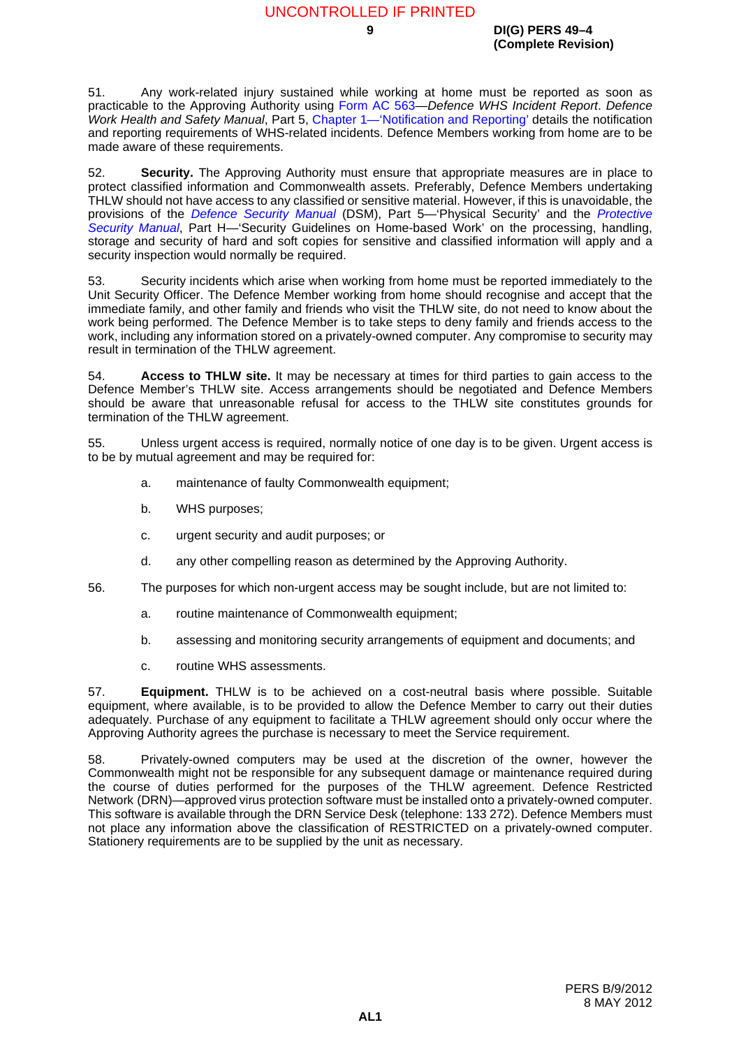51. Any work-related injury sustained while working at home must be reported as soon as practicable to the Approving Authority using Form AC 563—*Defence WHS Incident Report*. *Defence Work Health and Safety Manual*, Part 5, Chapter 1—'Notification and Reporting' details the notification and reporting requirements of WHS-related incidents. Defence Members working from home are to be made aware of these requirements.

52. **Security.** The Approving Authority must ensure that appropriate measures are in place to protect classified information and Commonwealth assets. Preferably, Defence Members undertaking THLW should not have access to any classified or sensitive material. However, if this is unavoidable, the provisions of the *Defence Security Manual* (DSM), Part 5—'Physical Security' and the *Protective Security Manual*, Part H—'Security Guidelines on Home-based Work' on the processing, handling, storage and security of hard and soft copies for sensitive and classified information will apply and a security inspection would normally be required.

53. Security incidents which arise when working from home must be reported immediately to the Unit Security Officer. The Defence Member working from home should recognise and accept that the immediate family, and other family and friends who visit the THLW site, do not need to know about the work being performed. The Defence Member is to take steps to deny family and friends access to the work, including any information stored on a privately-owned computer. Any compromise to security may result in termination of the THLW agreement.

54. **Access to THLW site.** It may be necessary at times for third parties to gain access to the Defence Member's THLW site. Access arrangements should be negotiated and Defence Members should be aware that unreasonable refusal for access to the THLW site constitutes grounds for termination of the THLW agreement.

55. Unless urgent access is required, normally notice of one day is to be given. Urgent access is to be by mutual agreement and may be required for:

   a. maintenance of faulty Commonwealth equipment;

   b. WHS purposes;

   c. urgent security and audit purposes; or

   d. any other compelling reason as determined by the Approving Authority.

56. The purposes for which non-urgent access may be sought include, but are not limited to:

   a. routine maintenance of Commonwealth equipment;

   b. assessing and monitoring security arrangements of equipment and documents; and

   c. routine WHS assessments.

57. **Equipment.** THLW is to be achieved on a cost-neutral basis where possible. Suitable equipment, where available, is to be provided to allow the Defence Member to carry out their duties adequately. Purchase of any equipment to facilitate a THLW agreement should only occur where the Approving Authority agrees the purchase is necessary to meet the Service requirement.

58. Privately-owned computers may be used at the discretion of the owner, however the Commonwealth might not be responsible for any subsequent damage or maintenance required during the course of duties performed for the purposes of the THLW agreement. Defence Restricted Network (DRN)—approved virus protection software must be installed onto a privately-owned computer. This software is available through the DRN Service Desk (telephone: 133 272). Defence Members must not place any information above the classification of RESTRICTED on a privately-owned computer. Stationery requirements are to be supplied by the unit as necessary.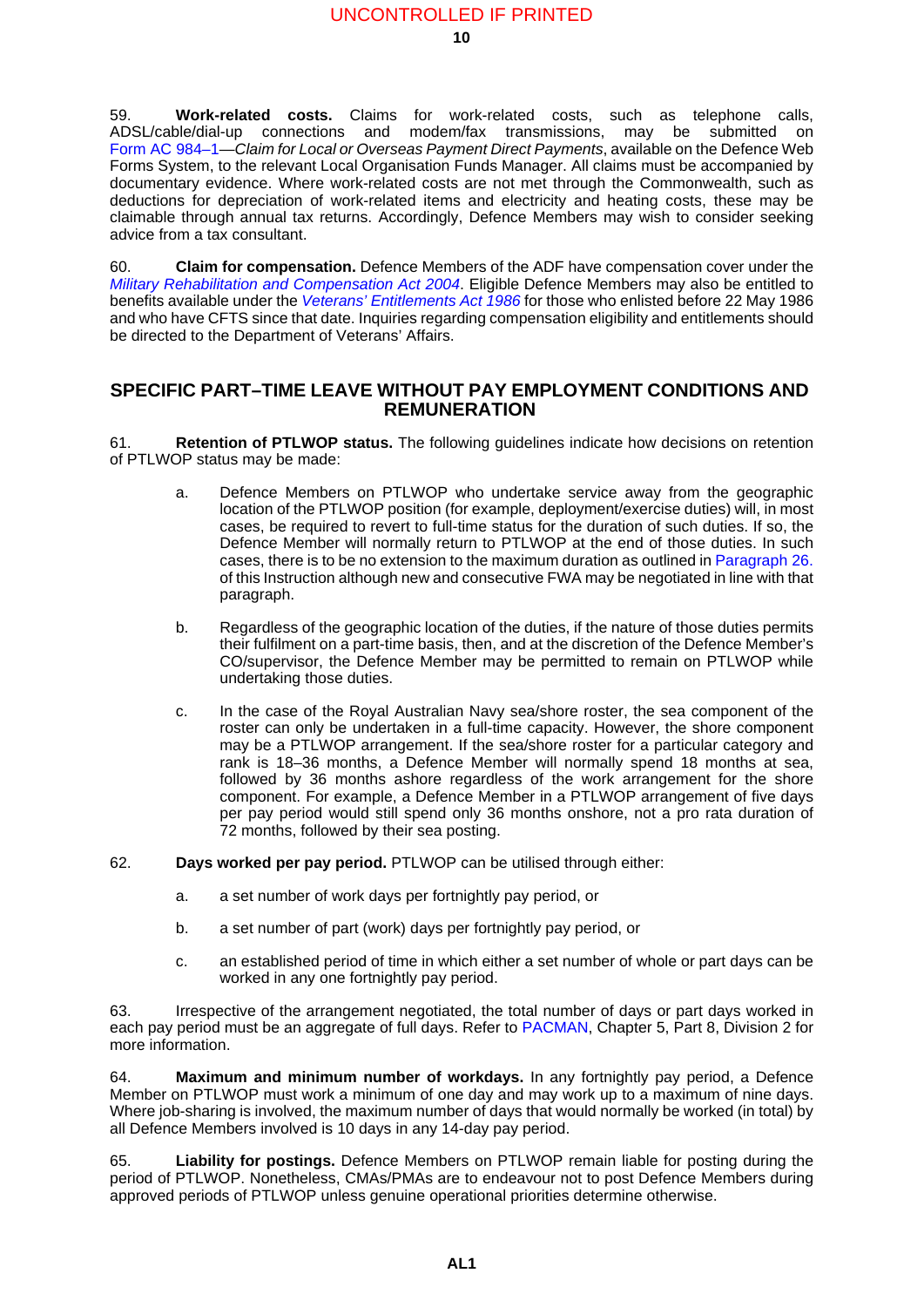59. **Work-related costs.** Claims for work-related costs, such as telephone calls, ADSL/cable/dial-up connections and modem/fax transmissions, may be submitted on Form AC 984–1—*Claim for Local or Overseas Payment Direct Payments*, available on the Defence Web Forms System, to the relevant Local Organisation Funds Manager. All claims must be accompanied by documentary evidence. Where work-related costs are not met through the Commonwealth, such as deductions for depreciation of work-related items and electricity and heating costs, these may be claimable through annual tax returns. Accordingly, Defence Members may wish to consider seeking advice from a tax consultant.

60. **Claim for compensation.** Defence Members of the ADF have compensation cover under the *Military Rehabilitation and Compensation Act 2004*. Eligible Defence Members may also be entitled to benefits available under the *Veterans' Entitlements Act 1986* for those who enlisted before 22 May 1986 and who have CFTS since that date. Inquiries regarding compensation eligibility and entitlements should be directed to the Department of Veterans' Affairs.

## SPECIFIC PART–TIME LEAVE WITHOUT PAY EMPLOYMENT CONDITIONS AND REMUNERATION

61. **Retention of PTLWOP status.** The following guidelines indicate how decisions on retention of PTLWOP status may be made:

a. Defence Members on PTLWOP who undertake service away from the geographic location of the PTLWOP position (for example, deployment/exercise duties) will, in most cases, be required to revert to full-time status for the duration of such duties. If so, the Defence Member will normally return to PTLWOP at the end of those duties. In such cases, there is to be no extension to the maximum duration as outlined in Paragraph 26. of this Instruction although new and consecutive FWA may be negotiated in line with that paragraph.

b. Regardless of the geographic location of the duties, if the nature of those duties permits their fulfilment on a part-time basis, then, and at the discretion of the Defence Member's CO/supervisor, the Defence Member may be permitted to remain on PTLWOP while undertaking those duties.

c. In the case of the Royal Australian Navy sea/shore roster, the sea component of the roster can only be undertaken in a full-time capacity. However, the shore component may be a PTLWOP arrangement. If the sea/shore roster for a particular category and rank is 18–36 months, a Defence Member will normally spend 18 months at sea, followed by 36 months ashore regardless of the work arrangement for the shore component. For example, a Defence Member in a PTLWOP arrangement of five days per pay period would still spend only 36 months onshore, not a pro rata duration of 72 months, followed by their sea posting.

62. **Days worked per pay period.** PTLWOP can be utilised through either:

a. a set number of work days per fortnightly pay period, or

b. a set number of part (work) days per fortnightly pay period, or

c. an established period of time in which either a set number of whole or part days can be worked in any one fortnightly pay period.

63. Irrespective of the arrangement negotiated, the total number of days or part days worked in each pay period must be an aggregate of full days. Refer to PACMAN, Chapter 5, Part 8, Division 2 for more information.

64. **Maximum and minimum number of workdays.** In any fortnightly pay period, a Defence Member on PTLWOP must work a minimum of one day and may work up to a maximum of nine days. Where job-sharing is involved, the maximum number of days that would normally be worked (in total) by all Defence Members involved is 10 days in any 14-day pay period.

65. **Liability for postings.** Defence Members on PTLWOP remain liable for posting during the period of PTLWOP. Nonetheless, CMAs/PMAs are to endeavour not to post Defence Members during approved periods of PTLWOP unless genuine operational priorities determine otherwise.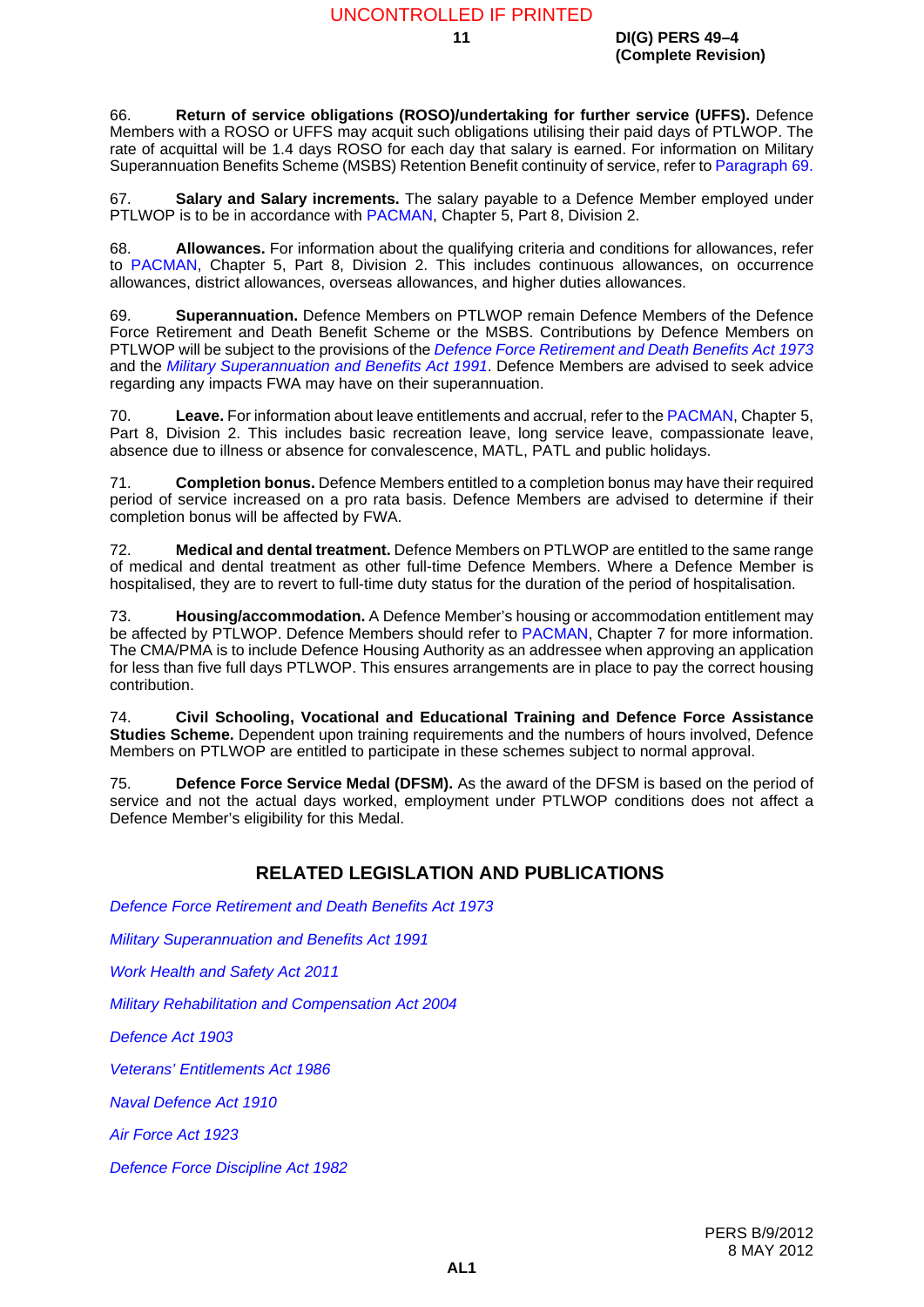66. **Return of service obligations (ROSO)/undertaking for further service (UFFS).** Defence Members with a ROSO or UFFS may acquit such obligations utilising their paid days of PTLWOP. The rate of acquittal will be 1.4 days ROSO for each day that salary is earned. For information on Military Superannuation Benefits Scheme (MSBS) Retention Benefit continuity of service, refer to Paragraph 69.

67. **Salary and Salary increments.** The salary payable to a Defence Member employed under PTLWOP is to be in accordance with PACMAN, Chapter 5, Part 8, Division 2.

68. **Allowances.** For information about the qualifying criteria and conditions for allowances, refer to PACMAN, Chapter 5, Part 8, Division 2. This includes continuous allowances, on occurrence allowances, district allowances, overseas allowances, and higher duties allowances.

69. **Superannuation.** Defence Members on PTLWOP remain Defence Members of the Defence Force Retirement and Death Benefit Scheme or the MSBS. Contributions by Defence Members on PTLWOP will be subject to the provisions of the *Defence Force Retirement and Death Benefits Act 1973* and the *Military Superannuation and Benefits Act 1991*. Defence Members are advised to seek advice regarding any impacts FWA may have on their superannuation.

70. **Leave.** For information about leave entitlements and accrual, refer to the PACMAN, Chapter 5, Part 8, Division 2. This includes basic recreation leave, long service leave, compassionate leave, absence due to illness or absence for convalescence, MATL, PATL and public holidays.

71. **Completion bonus.** Defence Members entitled to a completion bonus may have their required period of service increased on a pro rata basis. Defence Members are advised to determine if their completion bonus will be affected by FWA.

72. **Medical and dental treatment.** Defence Members on PTLWOP are entitled to the same range of medical and dental treatment as other full-time Defence Members. Where a Defence Member is hospitalised, they are to revert to full-time duty status for the duration of the period of hospitalisation.

73. **Housing/accommodation.** A Defence Member's housing or accommodation entitlement may be affected by PTLWOP. Defence Members should refer to PACMAN, Chapter 7 for more information. The CMA/PMA is to include Defence Housing Authority as an addressee when approving an application for less than five full days PTLWOP. This ensures arrangements are in place to pay the correct housing contribution.

74. **Civil Schooling, Vocational and Educational Training and Defence Force Assistance Studies Scheme.** Dependent upon training requirements and the numbers of hours involved, Defence Members on PTLWOP are entitled to participate in these schemes subject to normal approval.

75. **Defence Force Service Medal (DFSM).** As the award of the DFSM is based on the period of service and not the actual days worked, employment under PTLWOP conditions does not affect a Defence Member's eligibility for this Medal.

## RELATED LEGISLATION AND PUBLICATIONS

*Defence Force Retirement and Death Benefits Act 1973*

*Military Superannuation and Benefits Act 1991*

*Work Health and Safety Act 2011*

*Military Rehabilitation and Compensation Act 2004*

*Defence Act 1903*

*Veterans' Entitlements Act 1986*

*Naval Defence Act 1910*

*Air Force Act 1923*

*Defence Force Discipline Act 1982*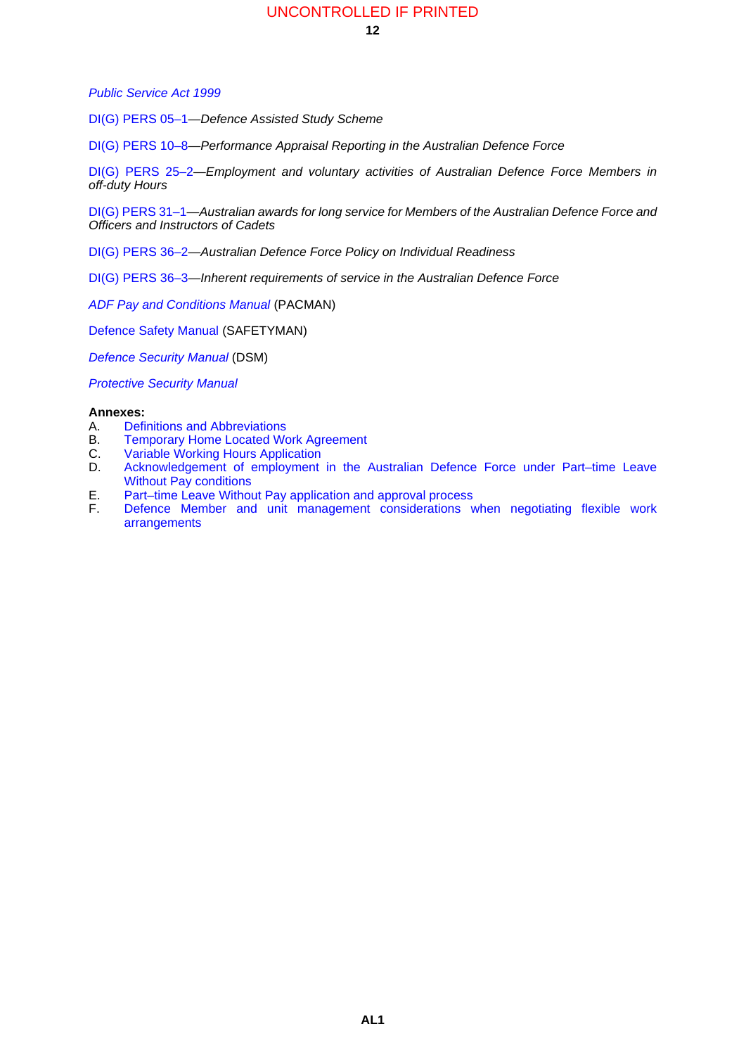*Public Service Act 1999*

DI(G) PERS 05–1—*Defence Assisted Study Scheme*

DI(G) PERS 10–8—*Performance Appraisal Reporting in the Australian Defence Force*

DI(G) PERS 25–2—*Employment and voluntary activities of Australian Defence Force Members in off-duty Hours*

DI(G) PERS 31–1—*Australian awards for long service for Members of the Australian Defence Force and Officers and Instructors of Cadets*

DI(G) PERS 36–2—*Australian Defence Force Policy on Individual Readiness*

DI(G) PERS 36–3—*Inherent requirements of service in the Australian Defence Force*

*ADF Pay and Conditions Manual* (PACMAN)

Defence Safety Manual (SAFETYMAN)

*Defence Security Manual* (DSM)

*Protective Security Manual*

**Annexes:**

A. Definitions and Abbreviations
B. Temporary Home Located Work Agreement
C. Variable Working Hours Application
D. Acknowledgement of employment in the Australian Defence Force under Part–time Leave Without Pay conditions
E. Part–time Leave Without Pay application and approval process
F. Defence Member and unit management considerations when negotiating flexible work arrangements

AL1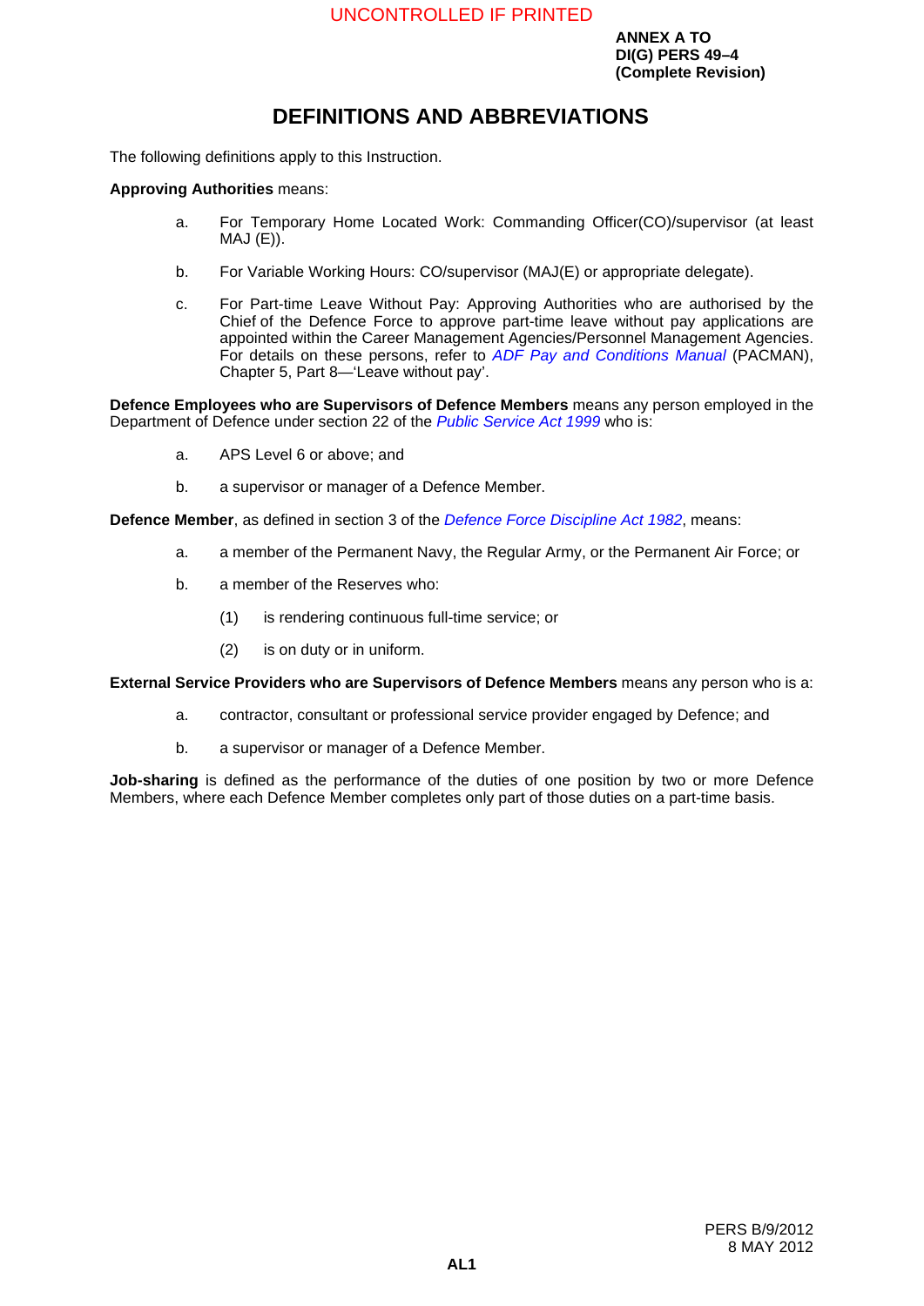**ANNEX A TO**
**DI(G) PERS 49–4**
**(Complete Revision)**

# DEFINITIONS AND ABBREVIATIONS

The following definitions apply to this Instruction.

**Approving Authorities** means:

a. For Temporary Home Located Work: Commanding Officer(CO)/supervisor (at least MAJ (E)).

b. For Variable Working Hours: CO/supervisor (MAJ(E) or appropriate delegate).

c. For Part-time Leave Without Pay: Approving Authorities who are authorised by the Chief of the Defence Force to approve part-time leave without pay applications are appointed within the Career Management Agencies/Personnel Management Agencies. For details on these persons, refer to *ADF Pay and Conditions Manual* (PACMAN), Chapter 5, Part 8—'Leave without pay'.

**Defence Employees who are Supervisors of Defence Members** means any person employed in the Department of Defence under section 22 of the *Public Service Act 1999* who is:

a. APS Level 6 or above; and

b. a supervisor or manager of a Defence Member.

**Defence Member**, as defined in section 3 of the *Defence Force Discipline Act 1982*, means:

a. a member of the Permanent Navy, the Regular Army, or the Permanent Air Force; or

b. a member of the Reserves who:

   (1) is rendering continuous full-time service; or

   (2) is on duty or in uniform.

**External Service Providers who are Supervisors of Defence Members** means any person who is a:

a. contractor, consultant or professional service provider engaged by Defence; and

b. a supervisor or manager of a Defence Member.

**Job-sharing** is defined as the performance of the duties of one position by two or more Defence Members, where each Defence Member completes only part of those duties on a part-time basis.

PERS B/9/2012
8 MAY 2012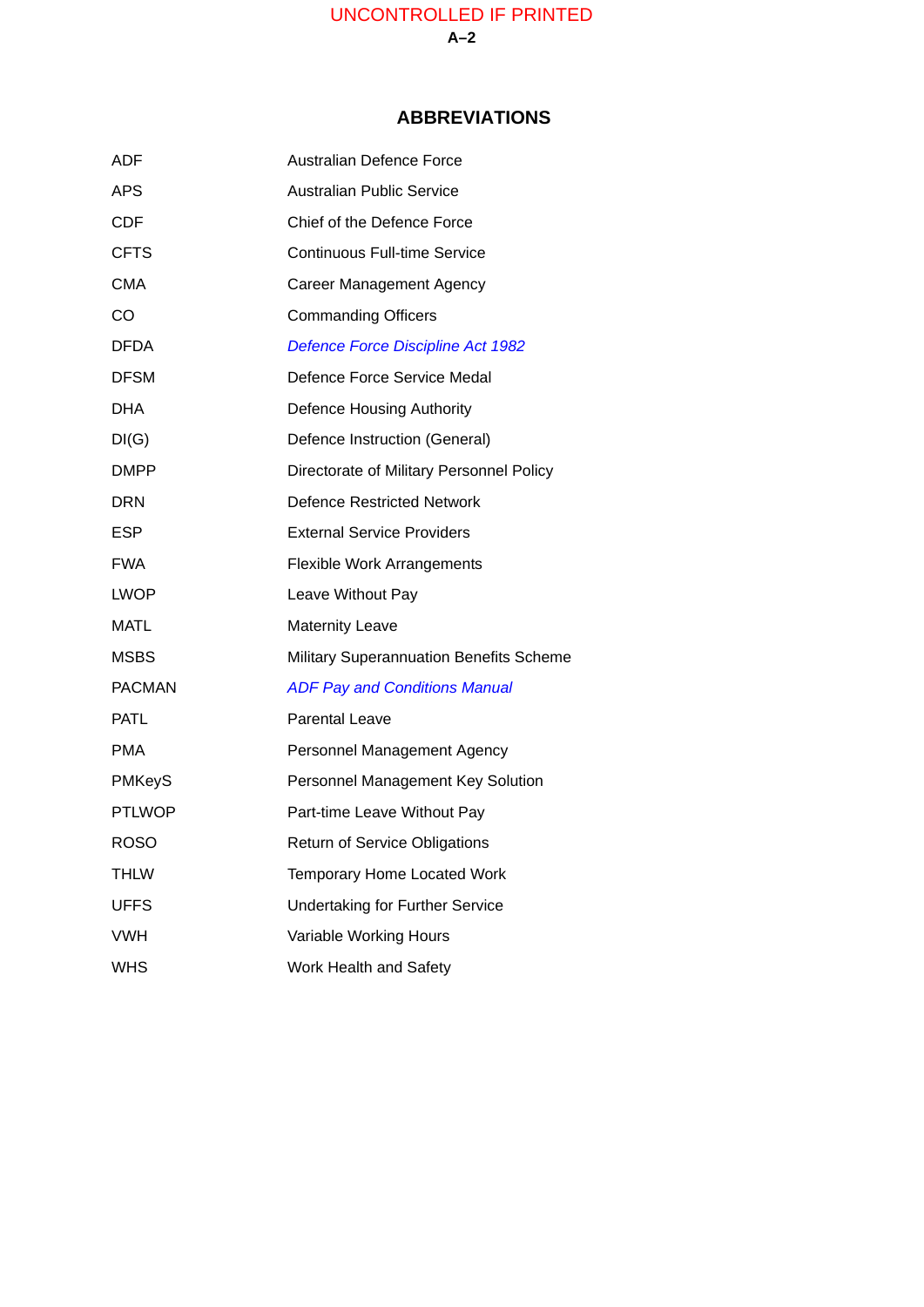## ABBREVIATIONS

| | |
|---|---|
| ADF | Australian Defence Force |
| APS | Australian Public Service |
| CDF | Chief of the Defence Force |
| CFTS | Continuous Full-time Service |
| CMA | Career Management Agency |
| CO | Commanding Officers |
| DFDA | *Defence Force Discipline Act 1982* |
| DFSM | Defence Force Service Medal |
| DHA | Defence Housing Authority |
| DI(G) | Defence Instruction (General) |
| DMPP | Directorate of Military Personnel Policy |
| DRN | Defence Restricted Network |
| ESP | External Service Providers |
| FWA | Flexible Work Arrangements |
| LWOP | Leave Without Pay |
| MATL | Maternity Leave |
| MSBS | Military Superannuation Benefits Scheme |
| PACMAN | *ADF Pay and Conditions Manual* |
| PATL | Parental Leave |
| PMA | Personnel Management Agency |
| PMKeyS | Personnel Management Key Solution |
| PTLWOP | Part-time Leave Without Pay |
| ROSO | Return of Service Obligations |
| THLW | Temporary Home Located Work |
| UFFS | Undertaking for Further Service |
| VWH | Variable Working Hours |
| WHS | Work Health and Safety |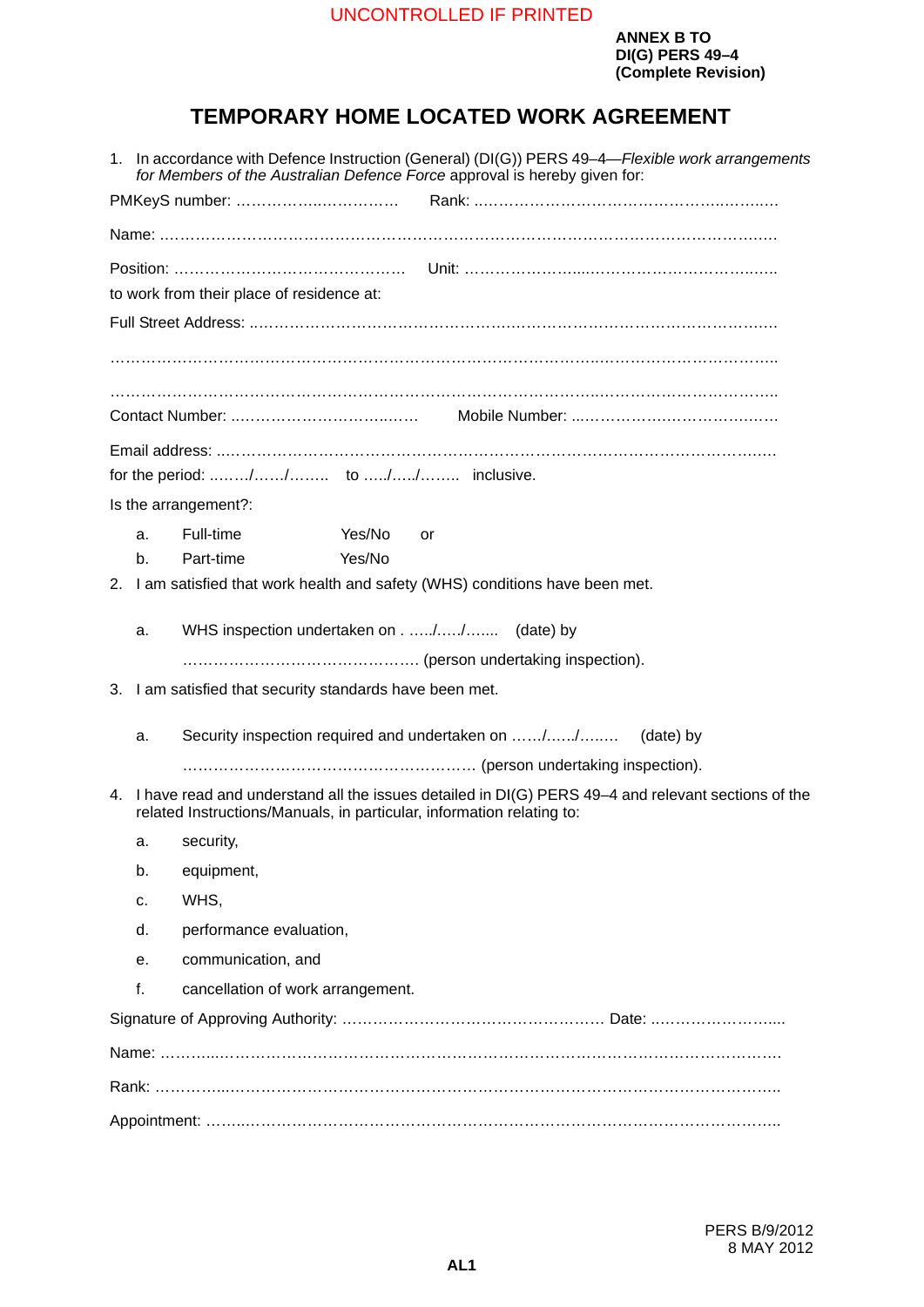UNCONTROLLED IF PRINTED

**ANNEX B TO**
**DI(G) PERS 49–4**
**(Complete Revision)**

# TEMPORARY HOME LOCATED WORK AGREEMENT

1. In accordance with Defence Instruction (General) (DI(G)) PERS 49–4—*Flexible work arrangements for Members of the Australian Defence Force* approval is hereby given for:

PMKeyS number: ……………..………… Rank: ………………………………………..…..….

Name: ……………………………………………………………………………………………….

Position: ……………………………………… Unit: ………………….....……………………..…..

to work from their place of residence at:

Full Street Address: ..……………………………………….………………………………….……

………………………………………………………………………………..…………………………..

……………………………………………………………………………..…………………………..

Contact Number: ……………………………..…… Mobile Number: ...……………………………….

Email address: ..……………………………………………………………………………………….

for the period: ………/……/…….. to …../…../…….. inclusive.

Is the arrangement?:

a. Full-time Yes/No or

b. Part-time Yes/No

2. I am satisfied that work health and safety (WHS) conditions have been met.

   a. WHS inspection undertaken on . …../…../….... (date) by

   ……………………………………. (person undertaking inspection).

3. I am satisfied that security standards have been met.

   a. Security inspection required and undertaken on ……/……/…..… (date) by

   ………………………………………………… (person undertaking inspection).

4. I have read and understand all the issues detailed in DI(G) PERS 49–4 and relevant sections of the related Instructions/Manuals, in particular, information relating to:

   a. security,

   b. equipment,

   c. WHS,

   d. performance evaluation,

   e. communication, and

   f. cancellation of work arrangement.

Signature of Approving Authority: …………………………………………… Date: ………………….....

Name: ………..……………………………………………………………………………………….

Rank: ……………..………………………………………………………………………………….

Appointment: ……..………………………………………………………………………………….

PERS B/9/2012
8 MAY 2012

AL1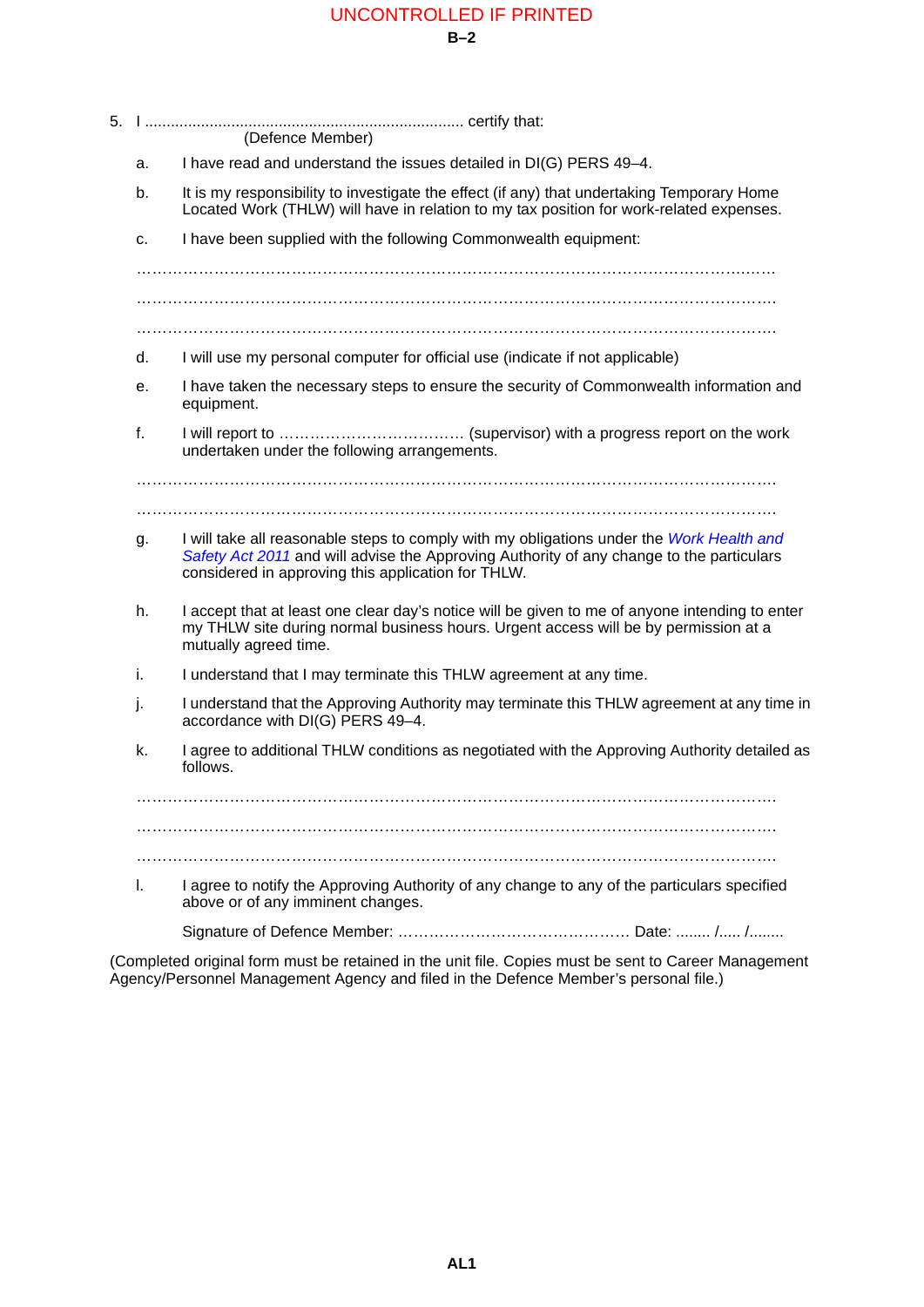5. I ........................................................................ certify that:
(Defence Member)

a. I have read and understand the issues detailed in DI(G) PERS 49–4.

b. It is my responsibility to investigate the effect (if any) that undertaking Temporary Home Located Work (THLW) will have in relation to my tax position for work-related expenses.

c. I have been supplied with the following Commonwealth equipment:

………………………………………………………………………………………………………………

………………………………………………………………………………………………………………

………………………………………………………………………………………………………………

d. I will use my personal computer for official use (indicate if not applicable)

e. I have taken the necessary steps to ensure the security of Commonwealth information and equipment.

f. I will report to ……………………………… (supervisor) with a progress report on the work undertaken under the following arrangements.

………………………………………………………………………………………………………………

………………………………………………………………………………………………………………

g. I will take all reasonable steps to comply with my obligations under the *Work Health and Safety Act 2011* and will advise the Approving Authority of any change to the particulars considered in approving this application for THLW.

h. I accept that at least one clear day's notice will be given to me of anyone intending to enter my THLW site during normal business hours. Urgent access will be by permission at a mutually agreed time.

i. I understand that I may terminate this THLW agreement at any time.

j. I understand that the Approving Authority may terminate this THLW agreement at any time in accordance with DI(G) PERS 49–4.

k. I agree to additional THLW conditions as negotiated with the Approving Authority detailed as follows.

………………………………………………………………………………………………………………

………………………………………………………………………………………………………………

………………………………………………………………………………………………………………

l. I agree to notify the Approving Authority of any change to any of the particulars specified above or of any imminent changes.

Signature of Defence Member: ……………………………………… Date: ........ /..... /........

(Completed original form must be retained in the unit file. Copies must be sent to Career Management Agency/Personnel Management Agency and filed in the Defence Member's personal file.)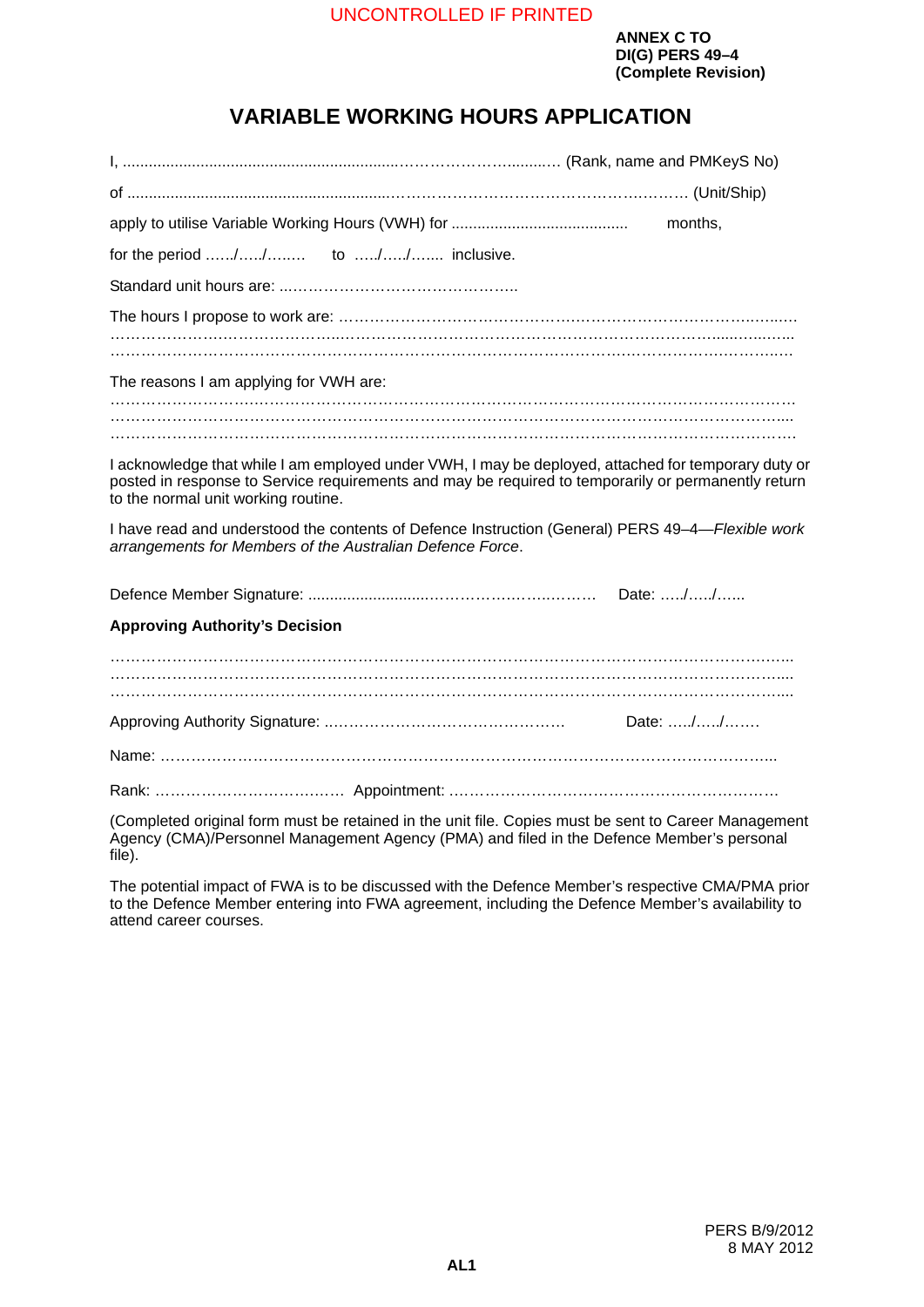UNCONTROLLED IF PRINTED

**ANNEX C TO**
**DI(G) PERS 49–4**
**(Complete Revision)**

# VARIABLE WORKING HOURS APPLICATION

I, ..................................................................………………….........… (Rank, name and PMKeyS No)

of ..............................................................………………………………………………… (Unit/Ship)

apply to utilise Variable Working Hours (VWH) for ........................................ months,

for the period ……/…../…….. to …../…../…... inclusive.

Standard unit hours are: ...……………………………………..

The hours I propose to work are: ……………………………………………………………………………..…..
…………………………………………………………………………………………………………………...
…………………………………………………………………………………………………………………...

The reasons I am applying for VWH are:
…………………………………………………………………………………………………………………...
…………………………………………………………………………………………………………………...
…………………………………………………………………………………………………………………...

I acknowledge that while I am employed under VWH, I may be deployed, attached for temporary duty or posted in response to Service requirements and may be required to temporarily or permanently return to the normal unit working routine.

I have read and understood the contents of Defence Instruction (General) PERS 49–4—*Flexible work arrangements for Members of the Australian Defence Force*.

Defence Member Signature: ...........................………………….……… Date: …../…../…...

**Approving Authority's Decision**

…………………………………………………………………………………………………………………...
…………………………………………………………………………………………………………………...
…………………………………………………………………………………………………………………...

Approving Authority Signature: ...……………………………………… Date: …../…../…….

Name: …………………………………………………………………………………………………………...

Rank: ………………………….…. Appointment: ………………………………………………………

(Completed original form must be retained in the unit file. Copies must be sent to Career Management Agency (CMA)/Personnel Management Agency (PMA) and filed in the Defence Member's personal file).

The potential impact of FWA is to be discussed with the Defence Member's respective CMA/PMA prior to the Defence Member entering into FWA agreement, including the Defence Member's availability to attend career courses.

PERS B/9/2012
8 MAY 2012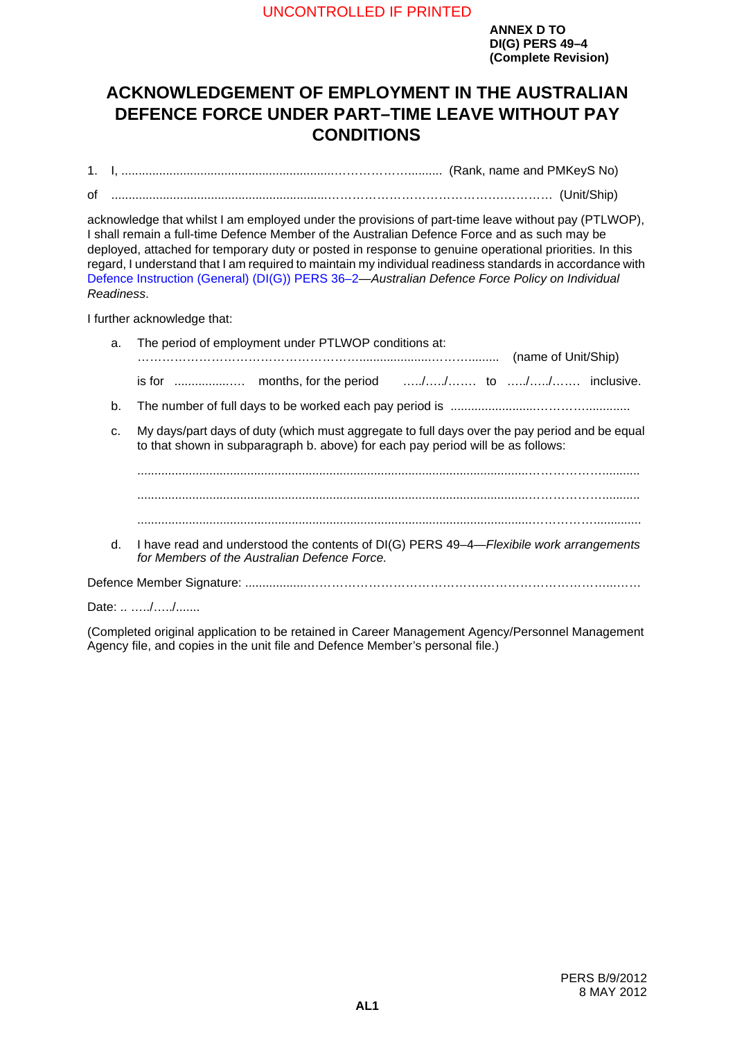ANNEX D TO
DI(G) PERS 49–4
(Complete Revision)

# ACKNOWLEDGEMENT OF EMPLOYMENT IN THE AUSTRALIAN DEFENCE FORCE UNDER PART–TIME LEAVE WITHOUT PAY CONDITIONS

1. I, ..........................................................……………….......... (Rank, name and PMKeyS No)

of ..............................................................…………………………………………… (Unit/Ship)

acknowledge that whilst I am employed under the provisions of part-time leave without pay (PTLWOP), I shall remain a full-time Defence Member of the Australian Defence Force and as such may be deployed, attached for temporary duty or posted in response to genuine operational priorities. In this regard, I understand that I am required to maintain my individual readiness standards in accordance with Defence Instruction (General) (DI(G)) PERS 36–2—*Australian Defence Force Policy on Individual Readiness*.

I further acknowledge that:

a. The period of employment under PTLWOP conditions at:
………………………………………………......................………........ (name of Unit/Ship)

is for ..................…. months, for the period …../…../……. to …../…../……. inclusive.

b. The number of full days to be worked each pay period is ........................…………............

c. My days/part days of duty (which must aggregate to full days over the pay period and be equal to that shown in subparagraph b. above) for each pay period will be as follows:

.....................................................................................................................……………….........

.....................................................................................................................……………….........

.....................................................................................................................……………….........

d. I have read and understood the contents of DI(G) PERS 49–4—*Flexibile work arrangements for Members of the Australian Defence Force.*

Defence Member Signature: ..................……………………………………….……………………...……

Date: .. …../…../.......

(Completed original application to be retained in Career Management Agency/Personnel Management Agency file, and copies in the unit file and Defence Member's personal file.)

PERS B/9/2012
8 MAY 2012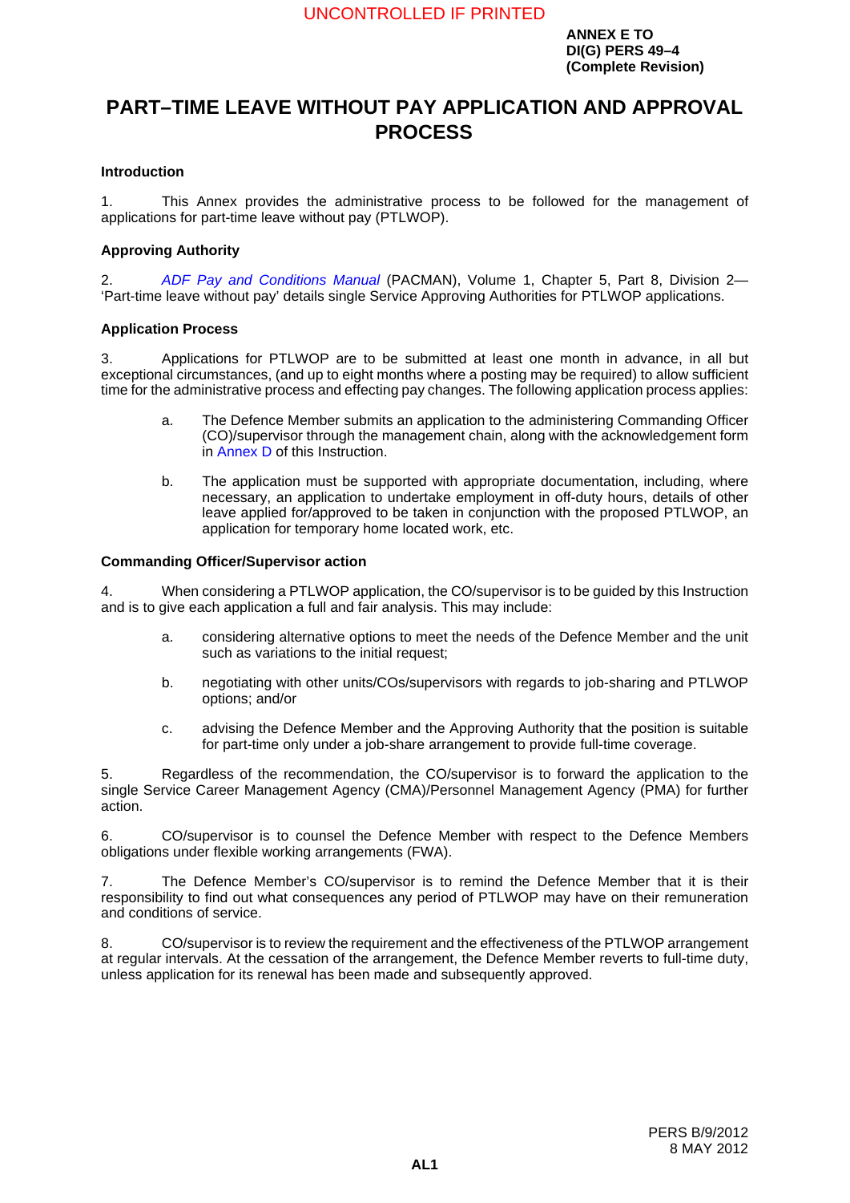ANNEX E TO
DI(G) PERS 49–4
(Complete Revision)

# PART–TIME LEAVE WITHOUT PAY APPLICATION AND APPROVAL PROCESS

**Introduction**

1. This Annex provides the administrative process to be followed for the management of applications for part-time leave without pay (PTLWOP).

**Approving Authority**

2. *ADF Pay and Conditions Manual* (PACMAN), Volume 1, Chapter 5, Part 8, Division 2—'Part-time leave without pay' details single Service Approving Authorities for PTLWOP applications.

**Application Process**

3. Applications for PTLWOP are to be submitted at least one month in advance, in all but exceptional circumstances, (and up to eight months where a posting may be required) to allow sufficient time for the administrative process and effecting pay changes. The following application process applies:

a. The Defence Member submits an application to the administering Commanding Officer (CO)/supervisor through the management chain, along with the acknowledgement form in Annex D of this Instruction.

b. The application must be supported with appropriate documentation, including, where necessary, an application to undertake employment in off-duty hours, details of other leave applied for/approved to be taken in conjunction with the proposed PTLWOP, an application for temporary home located work, etc.

**Commanding Officer/Supervisor action**

4. When considering a PTLWOP application, the CO/supervisor is to be guided by this Instruction and is to give each application a full and fair analysis. This may include:

a. considering alternative options to meet the needs of the Defence Member and the unit such as variations to the initial request;

b. negotiating with other units/COs/supervisors with regards to job-sharing and PTLWOP options; and/or

c. advising the Defence Member and the Approving Authority that the position is suitable for part-time only under a job-share arrangement to provide full-time coverage.

5. Regardless of the recommendation, the CO/supervisor is to forward the application to the single Service Career Management Agency (CMA)/Personnel Management Agency (PMA) for further action.

6. CO/supervisor is to counsel the Defence Member with respect to the Defence Members obligations under flexible working arrangements (FWA).

7. The Defence Member's CO/supervisor is to remind the Defence Member that it is their responsibility to find out what consequences any period of PTLWOP may have on their remuneration and conditions of service.

8. CO/supervisor is to review the requirement and the effectiveness of the PTLWOP arrangement at regular intervals. At the cessation of the arrangement, the Defence Member reverts to full-time duty, unless application for its renewal has been made and subsequently approved.

PERS B/9/2012
8 MAY 2012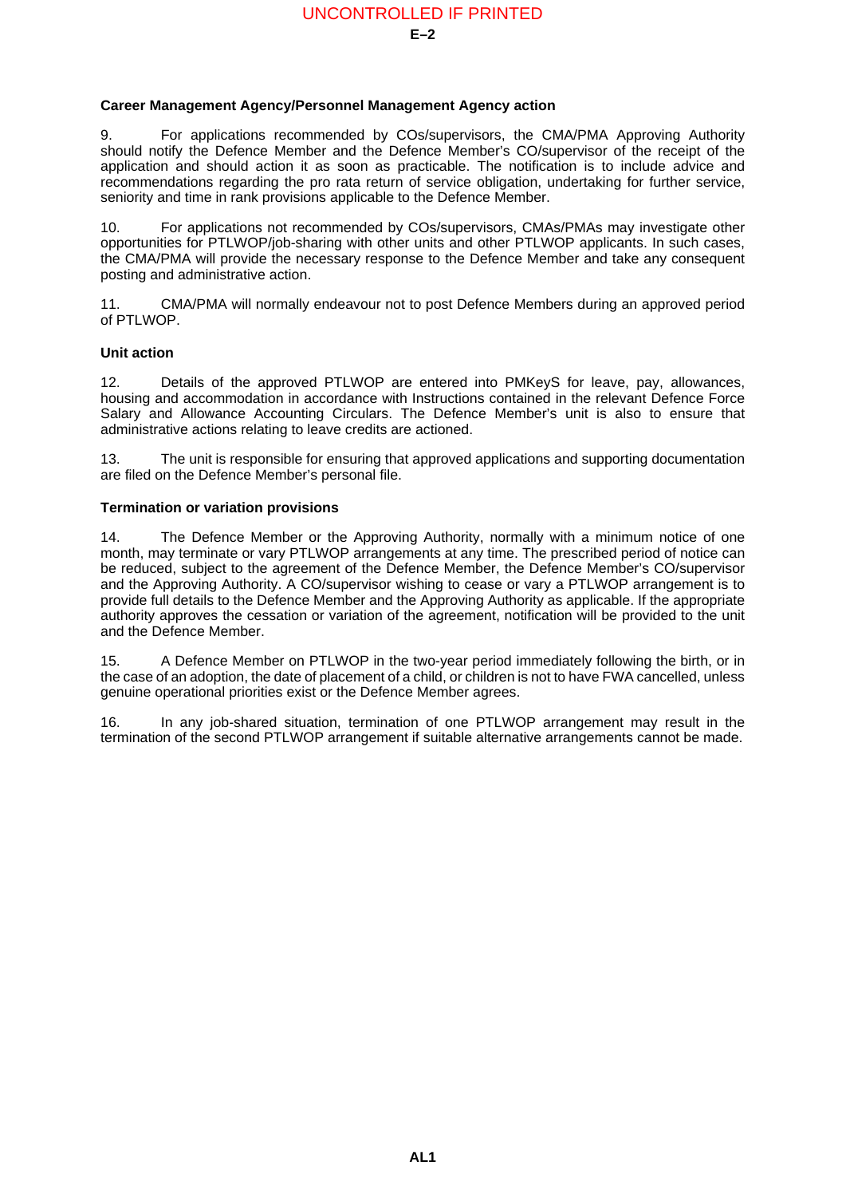**Career Management Agency/Personnel Management Agency action**

9. For applications recommended by COs/supervisors, the CMA/PMA Approving Authority should notify the Defence Member and the Defence Member's CO/supervisor of the receipt of the application and should action it as soon as practicable. The notification is to include advice and recommendations regarding the pro rata return of service obligation, undertaking for further service, seniority and time in rank provisions applicable to the Defence Member.

10. For applications not recommended by COs/supervisors, CMAs/PMAs may investigate other opportunities for PTLWOP/job-sharing with other units and other PTLWOP applicants. In such cases, the CMA/PMA will provide the necessary response to the Defence Member and take any consequent posting and administrative action.

11. CMA/PMA will normally endeavour not to post Defence Members during an approved period of PTLWOP.

**Unit action**

12. Details of the approved PTLWOP are entered into PMKeyS for leave, pay, allowances, housing and accommodation in accordance with Instructions contained in the relevant Defence Force Salary and Allowance Accounting Circulars. The Defence Member's unit is also to ensure that administrative actions relating to leave credits are actioned.

13. The unit is responsible for ensuring that approved applications and supporting documentation are filed on the Defence Member's personal file.

**Termination or variation provisions**

14. The Defence Member or the Approving Authority, normally with a minimum notice of one month, may terminate or vary PTLWOP arrangements at any time. The prescribed period of notice can be reduced, subject to the agreement of the Defence Member, the Defence Member's CO/supervisor and the Approving Authority. A CO/supervisor wishing to cease or vary a PTLWOP arrangement is to provide full details to the Defence Member and the Approving Authority as applicable. If the appropriate authority approves the cessation or variation of the agreement, notification will be provided to the unit and the Defence Member.

15. A Defence Member on PTLWOP in the two-year period immediately following the birth, or in the case of an adoption, the date of placement of a child, or children is not to have FWA cancelled, unless genuine operational priorities exist or the Defence Member agrees.

16. In any job-shared situation, termination of one PTLWOP arrangement may result in the termination of the second PTLWOP arrangement if suitable alternative arrangements cannot be made.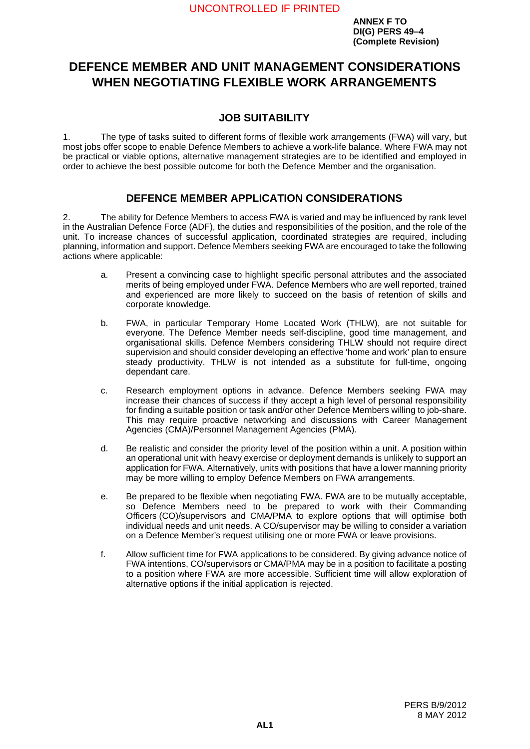**ANNEX F TO**
**DI(G) PERS 49–4**
**(Complete Revision)**

# DEFENCE MEMBER AND UNIT MANAGEMENT CONSIDERATIONS WHEN NEGOTIATING FLEXIBLE WORK ARRANGEMENTS

## JOB SUITABILITY

1. The type of tasks suited to different forms of flexible work arrangements (FWA) will vary, but most jobs offer scope to enable Defence Members to achieve a work-life balance. Where FWA may not be practical or viable options, alternative management strategies are to be identified and employed in order to achieve the best possible outcome for both the Defence Member and the organisation.

## DEFENCE MEMBER APPLICATION CONSIDERATIONS

2. The ability for Defence Members to access FWA is varied and may be influenced by rank level in the Australian Defence Force (ADF), the duties and responsibilities of the position, and the role of the unit. To increase chances of successful application, coordinated strategies are required, including planning, information and support. Defence Members seeking FWA are encouraged to take the following actions where applicable:

a. Present a convincing case to highlight specific personal attributes and the associated merits of being employed under FWA. Defence Members who are well reported, trained and experienced are more likely to succeed on the basis of retention of skills and corporate knowledge.

b. FWA, in particular Temporary Home Located Work (THLW), are not suitable for everyone. The Defence Member needs self-discipline, good time management, and organisational skills. Defence Members considering THLW should not require direct supervision and should consider developing an effective 'home and work' plan to ensure steady productivity. THLW is not intended as a substitute for full-time, ongoing dependant care.

c. Research employment options in advance. Defence Members seeking FWA may increase their chances of success if they accept a high level of personal responsibility for finding a suitable position or task and/or other Defence Members willing to job-share. This may require proactive networking and discussions with Career Management Agencies (CMA)/Personnel Management Agencies (PMA).

d. Be realistic and consider the priority level of the position within a unit. A position within an operational unit with heavy exercise or deployment demands is unlikely to support an application for FWA. Alternatively, units with positions that have a lower manning priority may be more willing to employ Defence Members on FWA arrangements.

e. Be prepared to be flexible when negotiating FWA. FWA are to be mutually acceptable, so Defence Members need to be prepared to work with their Commanding Officers (CO)/supervisors and CMA/PMA to explore options that will optimise both individual needs and unit needs. A CO/supervisor may be willing to consider a variation on a Defence Member's request utilising one or more FWA or leave provisions.

f. Allow sufficient time for FWA applications to be considered. By giving advance notice of FWA intentions, CO/supervisors or CMA/PMA may be in a position to facilitate a posting to a position where FWA are more accessible. Sufficient time will allow exploration of alternative options if the initial application is rejected.

PERS B/9/2012
8 MAY 2012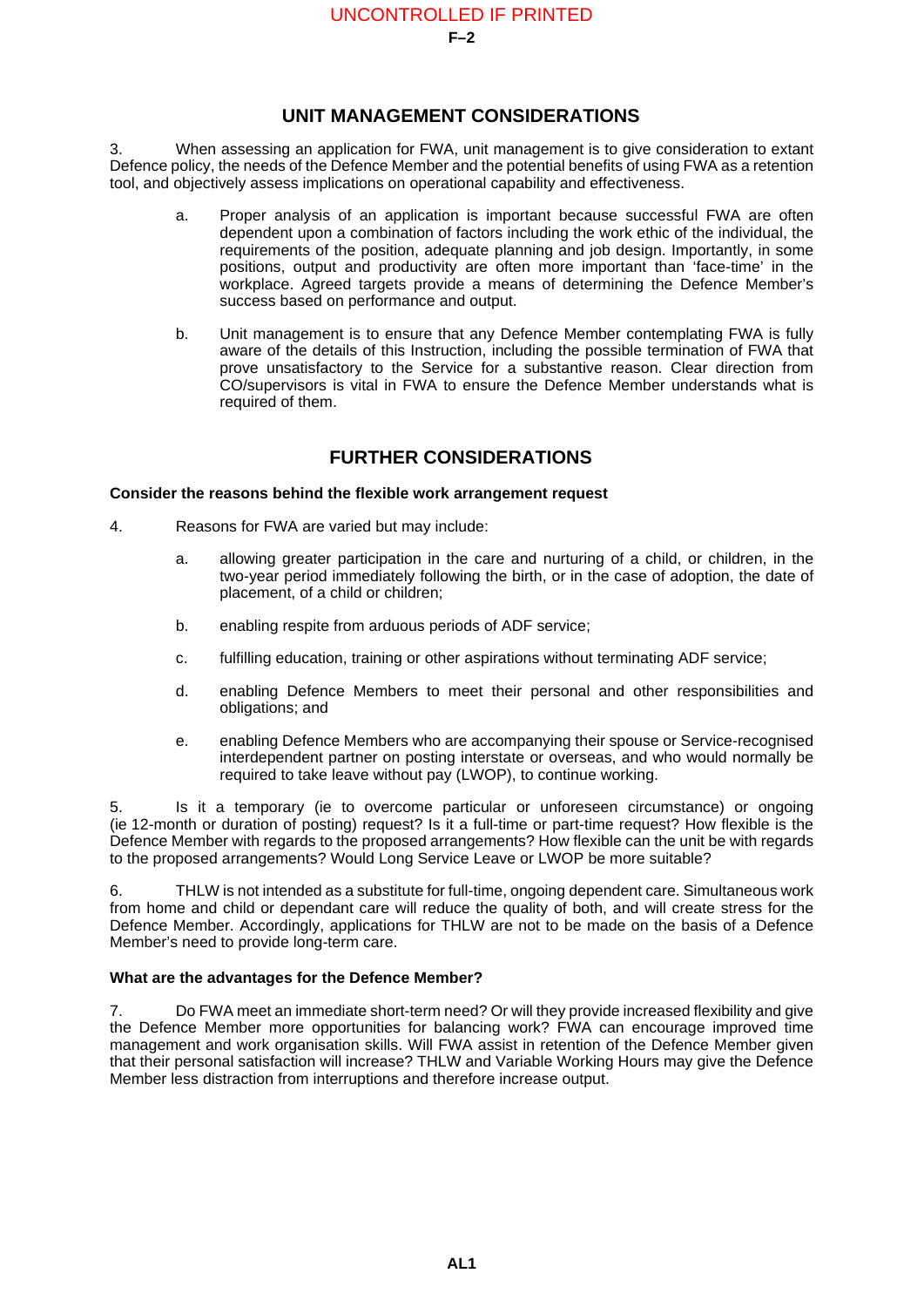## UNIT MANAGEMENT CONSIDERATIONS

3. When assessing an application for FWA, unit management is to give consideration to extant Defence policy, the needs of the Defence Member and the potential benefits of using FWA as a retention tool, and objectively assess implications on operational capability and effectiveness.

a. Proper analysis of an application is important because successful FWA are often dependent upon a combination of factors including the work ethic of the individual, the requirements of the position, adequate planning and job design. Importantly, in some positions, output and productivity are often more important than 'face-time' in the workplace. Agreed targets provide a means of determining the Defence Member's success based on performance and output.

b. Unit management is to ensure that any Defence Member contemplating FWA is fully aware of the details of this Instruction, including the possible termination of FWA that prove unsatisfactory to the Service for a substantive reason. Clear direction from CO/supervisors is vital in FWA to ensure the Defence Member understands what is required of them.

## FURTHER CONSIDERATIONS

**Consider the reasons behind the flexible work arrangement request**

4. Reasons for FWA are varied but may include:

a. allowing greater participation in the care and nurturing of a child, or children, in the two-year period immediately following the birth, or in the case of adoption, the date of placement, of a child or children;

b. enabling respite from arduous periods of ADF service;

c. fulfilling education, training or other aspirations without terminating ADF service;

d. enabling Defence Members to meet their personal and other responsibilities and obligations; and

e. enabling Defence Members who are accompanying their spouse or Service-recognised interdependent partner on posting interstate or overseas, and who would normally be required to take leave without pay (LWOP), to continue working.

5. Is it a temporary (ie to overcome particular or unforeseen circumstance) or ongoing (ie 12-month or duration of posting) request? Is it a full-time or part-time request? How flexible is the Defence Member with regards to the proposed arrangements? How flexible can the unit be with regards to the proposed arrangements? Would Long Service Leave or LWOP be more suitable?

6. THLW is not intended as a substitute for full-time, ongoing dependent care. Simultaneous work from home and child or dependant care will reduce the quality of both, and will create stress for the Defence Member. Accordingly, applications for THLW are not to be made on the basis of a Defence Member's need to provide long-term care.

**What are the advantages for the Defence Member?**

7. Do FWA meet an immediate short-term need? Or will they provide increased flexibility and give the Defence Member more opportunities for balancing work? FWA can encourage improved time management and work organisation skills. Will FWA assist in retention of the Defence Member given that their personal satisfaction will increase? THLW and Variable Working Hours may give the Defence Member less distraction from interruptions and therefore increase output.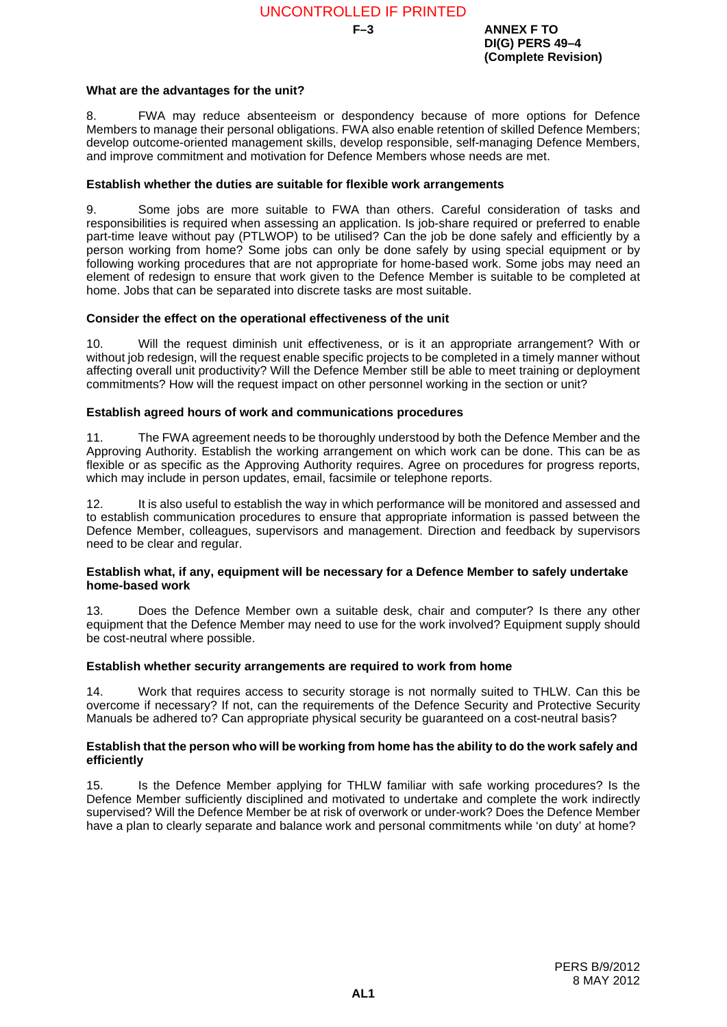**What are the advantages for the unit?**

8. FWA may reduce absenteeism or despondency because of more options for Defence Members to manage their personal obligations. FWA also enable retention of skilled Defence Members; develop outcome-oriented management skills, develop responsible, self-managing Defence Members, and improve commitment and motivation for Defence Members whose needs are met.

**Establish whether the duties are suitable for flexible work arrangements**

9. Some jobs are more suitable to FWA than others. Careful consideration of tasks and responsibilities is required when assessing an application. Is job-share required or preferred to enable part-time leave without pay (PTLWOP) to be utilised? Can the job be done safely and efficiently by a person working from home? Some jobs can only be done safely by using special equipment or by following working procedures that are not appropriate for home-based work. Some jobs may need an element of redesign to ensure that work given to the Defence Member is suitable to be completed at home. Jobs that can be separated into discrete tasks are most suitable.

**Consider the effect on the operational effectiveness of the unit**

10. Will the request diminish unit effectiveness, or is it an appropriate arrangement? With or without job redesign, will the request enable specific projects to be completed in a timely manner without affecting overall unit productivity? Will the Defence Member still be able to meet training or deployment commitments? How will the request impact on other personnel working in the section or unit?

**Establish agreed hours of work and communications procedures**

11. The FWA agreement needs to be thoroughly understood by both the Defence Member and the Approving Authority. Establish the working arrangement on which work can be done. This can be as flexible or as specific as the Approving Authority requires. Agree on procedures for progress reports, which may include in person updates, email, facsimile or telephone reports.

12. It is also useful to establish the way in which performance will be monitored and assessed and to establish communication procedures to ensure that appropriate information is passed between the Defence Member, colleagues, supervisors and management. Direction and feedback by supervisors need to be clear and regular.

**Establish what, if any, equipment will be necessary for a Defence Member to safely undertake home-based work**

13. Does the Defence Member own a suitable desk, chair and computer? Is there any other equipment that the Defence Member may need to use for the work involved? Equipment supply should be cost-neutral where possible.

**Establish whether security arrangements are required to work from home**

14. Work that requires access to security storage is not normally suited to THLW. Can this be overcome if necessary? If not, can the requirements of the Defence Security and Protective Security Manuals be adhered to? Can appropriate physical security be guaranteed on a cost-neutral basis?

**Establish that the person who will be working from home has the ability to do the work safely and efficiently**

15. Is the Defence Member applying for THLW familiar with safe working procedures? Is the Defence Member sufficiently disciplined and motivated to undertake and complete the work indirectly supervised? Will the Defence Member be at risk of overwork or under-work? Does the Defence Member have a plan to clearly separate and balance work and personal commitments while 'on duty' at home?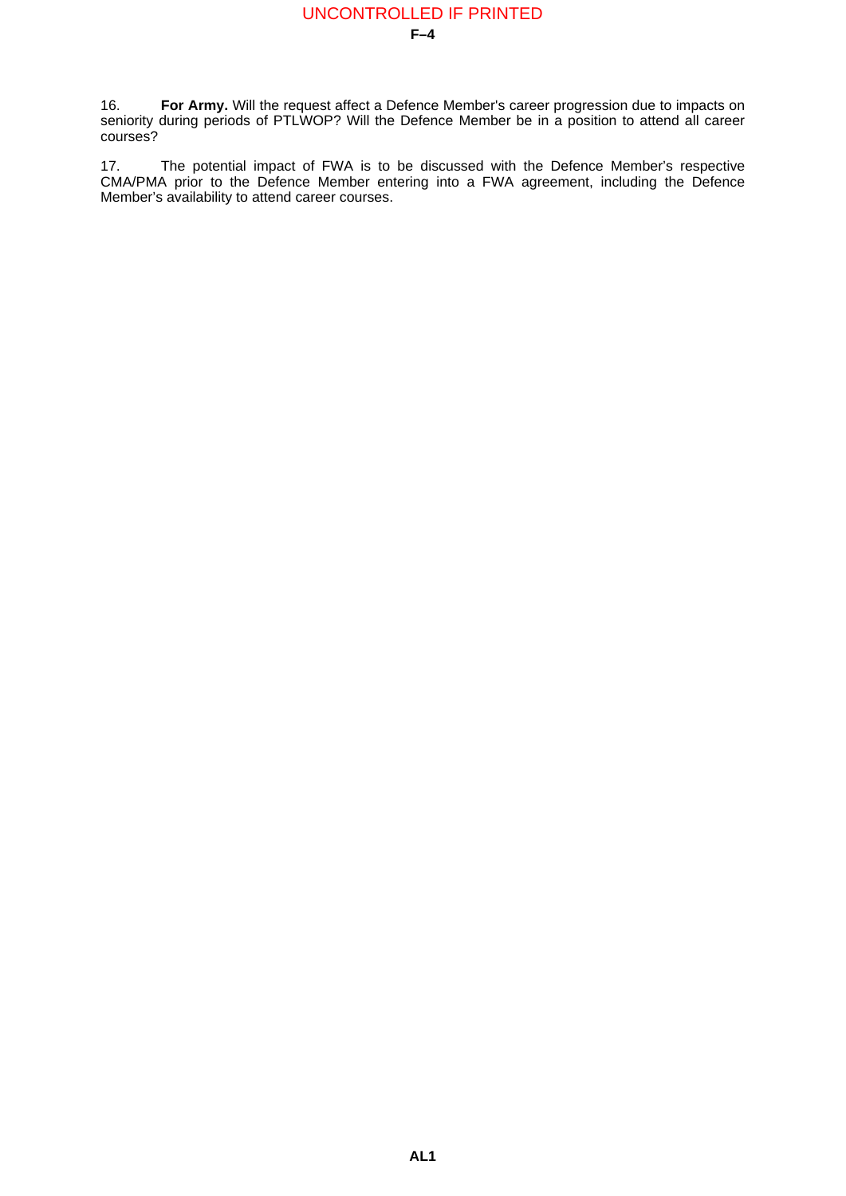16. **For Army.** Will the request affect a Defence Member's career progression due to impacts on seniority during periods of PTLWOP? Will the Defence Member be in a position to attend all career courses?

17. The potential impact of FWA is to be discussed with the Defence Member's respective CMA/PMA prior to the Defence Member entering into a FWA agreement, including the Defence Member's availability to attend career courses.